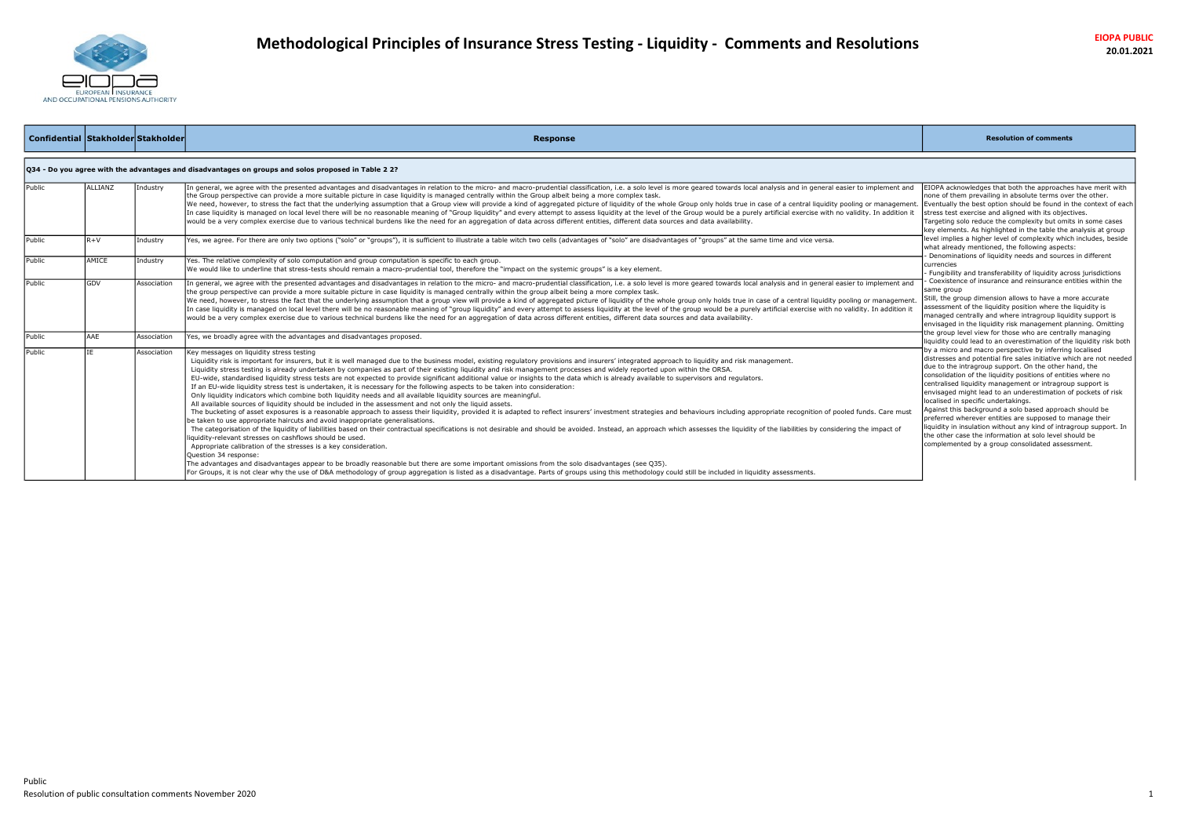# Methodological Principles of Insurance Stress Testing - Liquidity - Comments and Resolutions

EIOPA PUBLIC
20.01.2021

| Confidential | Stakeholder | Stakeholder | Response | Resolution of comments |
|---|---|---|---|---|
| **Q34 - Do you agree with the advantages and disadvantages on groups and solos proposed in Table 2 2?** | | | | |
| Public | ALLIANZ | Industry | In general, we agree with the presented advantages and disadvantages in relation to the micro- and macro-prudential classification, i.e. a solo level is more geared towards local analysis and in general easier to implement and the Group perspective can provide a more suitable picture in case liquidity is managed centrally within the Group albeit being a more complex task.<br>We need, however, to stress the fact that the underlying assumption that a Group view will provide a kind of aggregated picture of liquidity of the whole Group only holds true in case of a central liquidity pooling or management. In case liquidity is managed on local level there will be no reasonable meaning of "Group liquidity" and every attempt to assess liquidity at the level of the Group would be a purely artificial exercise with no validity. In addition it would be a very complex exercise due to various technical burdens like the need for an aggregation of data across different entities, different data sources and data availability. | EIOPA acknowledges that both the approaches have merit with none of them prevailing in absolute terms over the other. Eventually the best option should be found in the context of each stress test exercise and aligned with its objectives.<br>Targeting solo reduce the complexity but omits in some cases key elements. As highlighted in the table the analysis at group level implies a higher level of complexity which includes, beside what already mentioned, the following aspects:<br>- Denominations of liquidity needs and sources in different currencies<br>- Fungibility and transferability of liquidity across jurisdictions<br>- Coexistence of insurance and reinsurance entities within the same group<br>Still, the group dimension allows to have a more accurate assessment of the liquidity position where the liquidity is managed centrally and where intragroup liquidity support is envisaged in the liquidity risk management planning. Omitting the group level view for those who are centrally managing liquidity could lead to an overestimation of the liquidity risk both by a micro and macro perspective by inferring localised distresses and potential fire sales initiative which are not needed due to the intragroup support. On the other hand, the consolidation of the liquidity positions of entities where no centralised liquidity management or intragroup support is envisaged might lead to an underestimation of pockets of risk localised in specific undertakings.<br>Against this background a solo based approach should be preferred wherever entities are supposed to manage their liquidity in insulation without any kind of intragroup support. In the other case the information at solo level should be complemented by a group consolidated assessment. |
| Public | R+V | Industry | Yes, we agree. For there are only two options ("solo" or "groups"), it is sufficient to illustrate a table witch two cells (advantages of "solo" are disadvantages of "groups" at the same time and vice versa. | |
| Public | AMICE | Industry | Yes. The relative complexity of solo computation and group computation is specific to each group.<br>We would like to underline that stress-tests should remain a macro-prudential tool, therefore the "impact on the systemic groups" is a key element. | |
| Public | GDV | Association | In general, we agree with the presented advantages and disadvantages in relation to the micro- and macro-prudential classification, i.e. a solo level is more geared towards local analysis and in general easier to implement and the group perspective can provide a more suitable picture in case liquidity is managed centrally within the group albeit being a more complex task.<br>We need, however, to stress the fact that the underlying assumption that a group view will provide a kind of aggregated picture of liquidity of the whole group only holds true in case of a central liquidity pooling or management. In case liquidity is managed on local level there will be no reasonable meaning of "group liquidity" and every attempt to assess liquidity at the level of the group would be a purely artificial exercise with no validity. In addition it would be a very complex exercise due to various technical burdens like the need for an aggregation of data across different entities, different data sources and data availability. | |
| Public | AAE | Association | Yes, we broadly agree with the advantages and disadvantages proposed. | |
| Public | IE | Association | Key messages on liquidity stress testing<br>Liquidity risk is important for insurers, but it is well managed due to the business model, existing regulatory provisions and insurers' integrated approach to liquidity and risk management.<br>Liquidity stress testing is already undertaken by companies as part of their existing liquidity and risk management processes and widely reported upon within the ORSA.<br>EU-wide, standardised liquidity stress tests are not expected to provide significant additional value or insights to the data which is already available to supervisors and regulators.<br>If an EU-wide liquidity stress test is undertaken, it is necessary for the following aspects to be taken into consideration:<br>Only liquidity indicators which combine both liquidity needs and all available liquidity sources are meaningful.<br>All available sources of liquidity should be included in the assessment and not only the liquid assets.<br>The bucketing of asset exposures is a reasonable approach to assess their liquidity, provided it is adapted to reflect insurers' investment strategies and behaviours including appropriate recognition of pooled funds. Care must be taken to use appropriate haircuts and avoid inappropriate generalisations.<br>The categorisation of the liquidity of liabilities based on their contractual specifications is not desirable and should be avoided. Instead, an approach which assesses the liquidity of the liabilities by considering the impact of liquidity-relevant stresses on cashflows should be used.<br>Appropriate calibration of the stresses is a key consideration.<br>Question 34 response:<br>The advantages and disadvantages appear to be broadly reasonable but there are some important omissions from the solo disadvantages (see Q35).<br>For Groups, it is not clear why the use of D&A methodology of group aggregation is listed as a disadvantage. Parts of groups using this methodology could still be included in liquidity assessments. | |

Public
Resolution of public consultation comments November 2020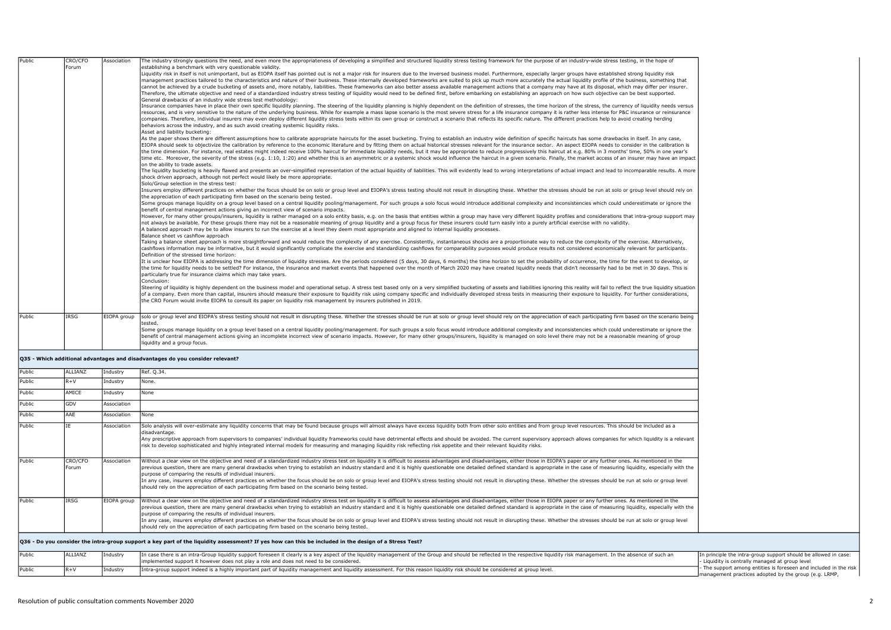| Public | CRO/CFO Forum | Association | The industry strongly questions the need, and even more the appropriateness of developing a simplified and structured liquidity stress testing framework for the purpose of an industry-wide stress testing, in the hope of establishing a benchmark with very questionable validity.<br>Liquidity risk in itself is not unimportant, but as EIOPA itself has pointed out is not a major risk for insurers due to the inversed business model. Furthermore, especially larger groups have established strong liquidity risk management practices tailored to the characteristics and nature of their business. These internally developed frameworks are suited to pick up much more accurately the actual liquidity profile of the business, something that cannot be achieved by a crude bucketing of assets and, more notably, liabilities. These frameworks can also better assess available management actions that a company may have at its disposal, which may differ per insurer. Therefore, the ultimate objective and need of a standardized industry stress testing of liquidity would need to be defined first, before embarking on establishing an approach on how such objective can be best supported.<br>General drawbacks of an industry wide stress test methodology:<br>Insurance companies have in place their own specific liquidity planning. The steering of the liquidity planning is highly dependent on the definition of stresses, the time horizon of the stress, the currency of liquidity needs versus resources, and is very sensitive to the nature of the underlying business. While for example a mass lapse scenario is the most severe stress for a life insurance company it is rather less intense for P&C insurance or reinsurance companies. Therefore, individual insurers may even deploy different liquidity stress tests within its own group or construct a scenario that reflects its specific nature. The different practices help to avoid creating herding behaviors across the industry, and as such avoid creating systemic liquidity risks.<br>Asset and liability bucketing:<br>As the paper shows there are different assumptions how to calibrate appropriate haircuts for the asset bucketing. Trying to establish an industry wide definition of specific haircuts has some drawbacks in itself. In any case, EIOPA should seek to objectivize the calibration by reference to the economic literature and by fitting them on actual historical stresses relevant for the insurance sector. An aspect EIOPA needs to consider in the calibration is the time dimension. For instance, real estates might indeed receive 100% haircut for immediate liquidity needs, but it may be appropriate to reduce progressively this haircut at e.g. 80% in 3 months' time, 50% in one year's time etc. Moreover, the severity of the stress (e.g. 1:10, 1:20) and whether this is an asymmetric or a systemic shock would influence the haircut in a given scenario. Finally, the market access of an insurer may have an impact on the ability to trade assets.<br>The liquidity bucketing is heavily flawed and presents an over-simplified representation of the actual liquidity of liabilities. This will evidently lead to wrong interpretations of actual impact and lead to incomparable results. A more shock driven approach, although not perfect would likely be more appropriate.<br>Solo/Group selection in the stress test:<br>Insurers employ different practices on whether the focus should be on solo or group level and EIOPA's stress testing should not result in disrupting these. Whether the stresses should be run at solo or group level should rely on the appreciation of each participating firm based on the scenario being tested.<br>Some groups manage liquidity on a group level based on a central liquidity pooling/management. For such groups a solo focus would introduce additional complexity and inconsistencies which could underestimate or ignore the benefit of central management actions giving an incorrect view of scenario impacts.<br>However, for many other groups/insurers, liquidity is rather managed on a solo entity basis, e.g. on the basis that entities within a group may have very different liquidity profiles and considerations that intra-group support may not always be available. For these groups there may not be a reasonable meaning of group liquidity and a group focus for these insurers could turn easily into a purely artificial exercise with no validity.<br>A balanced approach may be to allow insurers to run the exercise at a level they deem most appropriate and aligned to internal liquidity processes.<br>Balance sheet vs cashflow approach<br>Taking a balance sheet approach is more straightforward and would reduce the complexity of any exercise. Consistently, instantaneous shocks are a proportionate way to reduce the complexity of the exercise. Alternatively, cashflows information may be informative, but it would significantly complicate the exercise and standardizing cashflows for comparability purposes would produce results not considered economically relevant for participants.<br>Definition of the stressed time horizon:<br>It is unclear how EIOPA is addressing the time dimension of liquidity stresses. Are the periods considered (5 days, 30 days, 6 months) the time horizon to set the probability of occurrence, the time for the event to develop, or the time for liquidity needs to be settled? For instance, the insurance and market events that happened over the month of March 2020 may have created liquidity needs that didn't necessarily had to be met in 30 days. This is particularly true for insurance claims which may take years.<br>Conclusion:<br>Steering of liquidity is highly dependent on the business model and operational setup. A stress test based only on a very simplified bucketing of assets and liabilities ignoring this reality will fail to reflect the true liquidity situation of a company. Even more than capital, insurers should measure their exposure to liquidity risk using company specific and individually developed stress tests in measuring their exposure to liquidity. For further considerations, the CRO Forum would invite EIOPA to consult its paper on liquidity risk management by insurers published in 2019. | |
|---|---|---|---|---|
| Public | IRSG | EIOPA group | solo or group level and EIOPA's stress testing should not result in disrupting these. Whether the stresses should be run at solo or group level should rely on the appreciation of each participating firm based on the scenario being tested.<br>Some groups manage liquidity on a group level based on a central liquidity pooling/management. For such groups a solo focus would introduce additional complexity and inconsistencies which could underestimate or ignore the benefit of central management actions giving an incomplete incorrect view of scenario impacts. However, for many other groups/insurers, liquidity is managed on solo level there may not be a reasonable meaning of group liquidity and a group focus. | |

**Q35 - Which additional advantages and disadvantages do you consider relevant?**

| | | | | |
|---|---|---|---|---|
| Public | ALLIANZ | Industry | Ref. Q.34. | |
| Public | R+V | Industry | None. | |
| Public | AMICE | Industry | None | |
| Public | GDV | Association | | |
| Public | AAE | Association | None | |
| Public | IE | Association | Solo analysis will over-estimate any liquidity concerns that may be found because groups will almost always have excess liquidity both from other solo entities and from group level resources. This should be included as a disadvantage.<br>Any prescriptive approach from supervisors to companies' individual liquidity frameworks could have detrimental effects and should be avoided. The current supervisory approach allows companies for which liquidity is a relevant risk to develop sophisticated and highly integrated internal models for measuring and managing liquidity risk reflecting risk appetite and their relevant liquidity risks. | |
| Public | CRO/CFO Forum | Association | Without a clear view on the objective and need of a standardized industry stress test on liquidity it is difficult to assess advantages and disadvantages, either those in EIOPA's paper or any further ones. As mentioned in the previous question, there are many general drawbacks when trying to establish an industry standard and it is highly questionable one detailed defined standard is appropriate in the case of measuring liquidity, especially with the purpose of comparing the results of individual insurers.<br>In any case, insurers employ different practices on whether the focus should be on solo or group level and EIOPA's stress testing should not result in disrupting these. Whether the stresses should be run at solo or group level should rely on the appreciation of each participating firm based on the scenario being tested. | |
| Public | IRSG | EIOPA group | Without a clear view on the objective and need of a standardized industry stress test on liquidity it is difficult to assess advantages and disadvantages, either those in EIOPA paper or any further ones. As mentioned in the previous question, there are many general drawbacks when trying to establish an industry standard and it is highly questionable one detailed defined standard is appropriate in the case of measuring liquidity, especially with the purpose of comparing the results of individual insurers.<br>In any case, insurers employ different practices on whether the focus should be on solo or group level and EIOPA's stress testing should not result in disrupting these. Whether the stresses should be run at solo or group level should rely on the appreciation of each participating firm based on the scenario being tested. | |

**Q36 - Do you consider the intra-group support a key part of the liquidity assessment? If yes how can this be included in the design of a Stress Test?**

| | | | | |
|---|---|---|---|---|
| Public | ALLIANZ | Industry | In case there is an intra-Group liquidity support foreseen it clearly is a key aspect of the liquidity management of the Group and should be reflected in the respective liquidity risk management. In the absence of such an implemented support it however does not play a role and does not need to be considered. | In principle the intra-group support should be allowed in case:<br>- Liquidity is centrally managed at group level<br>- The support among entities is foreseen and included in the risk management practices adopted by the group (e.g. LRMP, |
| Public | R+V | Industry | Intra-group support indeed is a highly important part of liquidity management and liquidity assessment. For this reason liquidity risk should be considered at group level. | |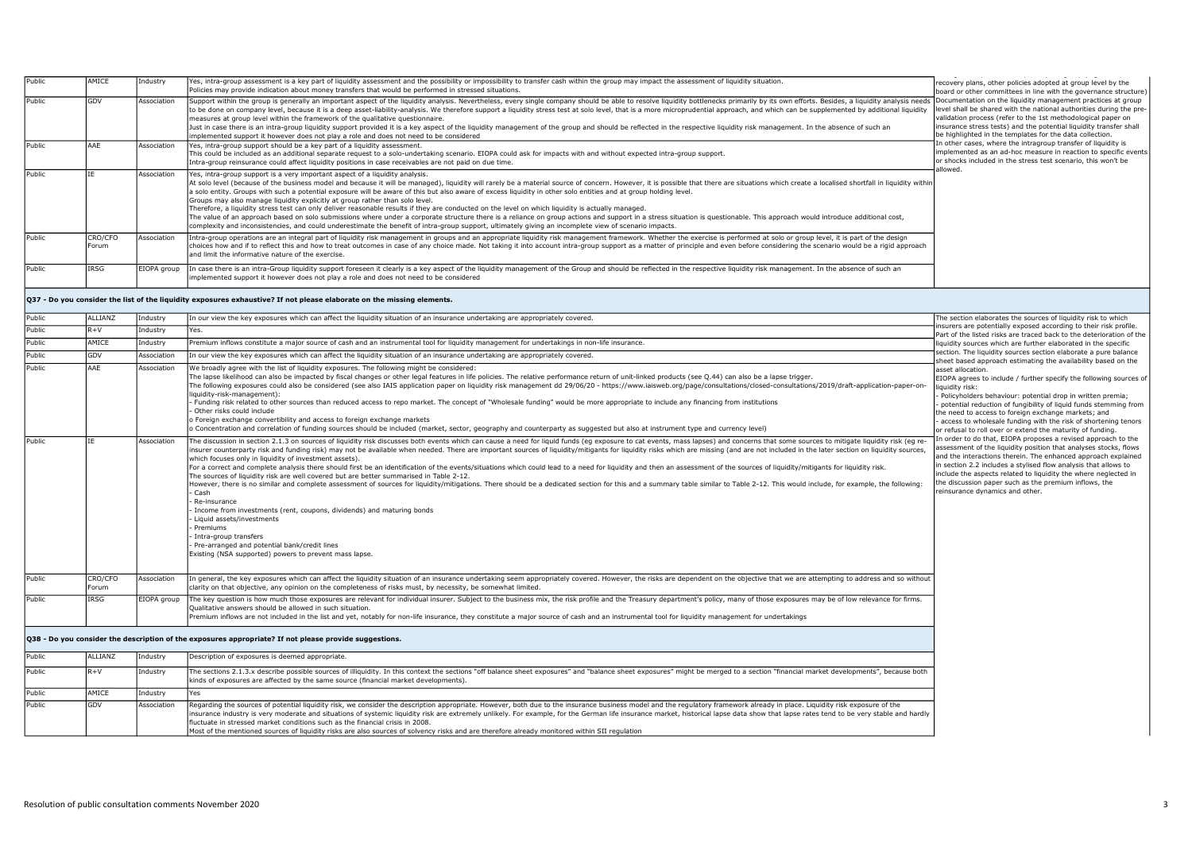| | | | | |
|---|---|---|---|---|
| Public | AMICE | Industry | Yes, intra-group assessment is a key part of liquidity assessment and the possibility or impossibility to transfer cash within the group may impact the assessment of liquidity situation.<br>Policies may provide indication about money transfers that would be performed in stressed situations. | recovery plans, other policies adopted at group level by the board or other committees in line with the governance structure)<br>Documentation on the liquidity management practices at group level shall be shared with the national authorities during the pre-validation process (refer to the 1st methodological paper on insurance stress tests) and the potential liquidity transfer shall be highlighted in the templates for the data collection.<br>In other cases, where the intragroup transfer of liquidity is implemented as an ad-hoc measure in reaction to specific events or shocks included in the stress test scenario, this won't be allowed. |
| Public | GDV | Association | Support within the group is generally an important aspect of the liquidity analysis. Nevertheless, every single company should be able to resolve liquidity bottlenecks primarily by its own efforts. Besides, a liquidity analysis needs to be done on company level, because it is a deep asset-liability-analysis. We therefore support a liquidity stress test at solo level, that is a more microprudential approach, and which can be supplemented by additional liquidity measures at group level within the framework of the qualitative questionnaire.<br>Just in case there is an intra-group liquidity support provided it is a key aspect of the liquidity management of the group and should be reflected in the respective liquidity risk management. In the absence of such an implemented support it however does not play a role and does not need to be considered | |
| Public | AAE | Association | Yes, intra-group support should be a key part of a liquidity assessment.<br>This could be included as an additional separate request to a solo-undertaking scenario. EIOPA could ask for impacts with and without expected intra-group support.<br>Intra-group reinsurance could affect liquidity positions in case receivables are not paid on due time. | |
| Public | IE | Association | Yes, intra-group support is a very important aspect of a liquidity analysis.<br>At solo level (because of the business model and because it will be managed), liquidity will rarely be a material source of concern. However, it is possible that there are situations which create a localised shortfall in liquidity within a solo entity. Groups with such a potential exposure will be aware of this but also aware of excess liquidity in other solo entities and at group holding level.<br>Groups may also manage liquidity explicitly at group rather than solo level.<br>Therefore, a liquidity stress test can only deliver reasonable results if they are conducted on the level on which liquidity is actually managed.<br>The value of an approach based on solo submissions where under a corporate structure there is a reliance on group actions and support in a stress situation is questionable. This approach would introduce additional cost, complexity and inconsistencies, and could underestimate the benefit of intra-group support, ultimately giving an incomplete view of scenario impacts. | |
| Public | CRO/CFO Forum | Association | Intra-group operations are an integral part of liquidity risk management in groups and an appropriate liquidity risk management framework. Whether the exercise is performed at solo or group level, it is part of the design choices how and if to reflect this and how to treat outcomes in case of any choice made. Not taking it into account intra-group support as a matter of principle and even before considering the scenario would be a rigid approach and limit the informative nature of the exercise. | |
| Public | IRSG | EIOPA group | In case there is an intra-Group liquidity support foreseen it clearly is a key aspect of the liquidity management of the Group and should be reflected in the respective liquidity risk management. In the absence of such an implemented support it however does not play a role and does not need to be considered | |
| **Q37 - Do you consider the list of the liquidity exposures exhaustive? If not please elaborate on the missing elements.** | | | | |
| Public | ALLIANZ | Industry | In our view the key exposures which can affect the liquidity situation of an insurance undertaking are appropriately covered. | The section elaborates the sources of liquidity risk to which insurers are potentially exposed according to their risk profile. Part of the listed risks are traced back to the deterioration of the liquidity sources which are further elaborated in the specific section. The liquidity sources section elaborate a pure balance sheet based approach estimating the availability based on the asset allocation.<br>EIOPA agrees to include / further specify the following sources of liquidity risk:<br>- Policyholders behaviour: potential drop in written premia;<br>- potential reduction of fungibility of liquid funds stemming from the need to access to foreign exchange markets; and<br>- access to wholesale funding with the risk of shortening tenors or refusal to roll over or extend the maturity of funding.<br>In order to do that, EIOPA proposes a revised approach to the assessment of the liquidity position that analyses stocks, flows and the interactions therein. The enhanced approach explained in section 2.2 includes a stylised flow analysis that allows to include the aspects related to liquidity the where neglected in the discussion paper such as the premium inflows, the reinsurance dynamics and other. |
| Public | R+V | Industry | Yes. | |
| Public | AMICE | Industry | Premium inflows constitute a major source of cash and an instrumental tool for liquidity management for undertakings in non-life insurance. | |
| Public | GDV | Association | In our view the key exposures which can affect the liquidity situation of an insurance undertaking are appropriately covered. | |
| Public | AAE | Association | We broadly agree with the list of liquidity exposures. The following might be considered:<br>The lapse likelihood can also be impacted by fiscal changes or other legal features in life policies. The relative performance return of unit-linked products (see Q.44) can also be a lapse trigger.<br>The following exposures could also be considered (see also IAIS application paper on liquidity risk management dd 29/06/20 - https://www.iaisweb.org/page/consultations/closed-consultations/2019/draft-application-paper-on-liquidity-risk-management):<br>- Funding risk related to other sources than reduced access to repo market. The concept of "Wholesale funding" would be more appropriate to include any financing from institutions<br>- Other risks could include<br>o Foreign exchange convertibility and access to foreign exchange markets<br>o Concentration and correlation of funding sources should be included (market, sector, geography and counterparty as suggested but also at instrument type and currency level) | |
| Public | IE | Association | The discussion in section 2.1.3 on sources of liquidity risk discusses both events which can cause a need for liquid funds (eg exposure to cat events, mass lapses) and concerns that some sources to mitigate liquidity risk (eg re-insurer counterparty risk and funding risk) may not be available when needed. There are important sources of liquidity/mitigants for liquidity risks which are missing (and are not included in the later section on liquidity sources, which focuses only in liquidity of investment assets).<br>For a correct and complete analysis there should first be an identification of the events/situations which could lead to a need for liquidity and then an assessment of the sources of liquidity/mitigants for liquidity risk.<br>The sources of liquidity risk are well covered but are better summarised in Table 2-12.<br>However, there is no similar and complete assessment of sources for liquidity/mitigations. There should be a dedicated section for this and a summary table similar to Table 2-12. This would include, for example, the following:<br>- Cash<br>- Re-insurance<br>- Income from investments (rent, coupons, dividends) and maturing bonds<br>- Liquid assets/investments<br>- Premiums<br>- Intra-group transfers<br>- Pre-arranged and potential bank/credit lines<br>Existing (NSA supported) powers to prevent mass lapse. | |
| Public | CRO/CFO Forum | Association | In general, the key exposures which can affect the liquidity situation of an insurance undertaking seem appropriately covered. However, the risks are dependent on the objective that we are attempting to address and so without clarity on that objective, any opinion on the completeness of risks must, by necessity, be somewhat limited. | |
| Public | IRSG | EIOPA group | The key question is how much those exposures are relevant for individual insurer. Subject to the business mix, the risk profile and the Treasury department's policy, many of those exposures may be of low relevance for firms. Qualitative answers should be allowed in such situation.<br>Premium inflows are not included in the list and yet, notably for non-life insurance, they constitute a major source of cash and an instrumental tool for liquidity management for undertakings | |
| **Q38 - Do you consider the description of the exposures appropriate? If not please provide suggestions.** | | | | |
| Public | ALLIANZ | Industry | Description of exposures is deemed appropriate. | |
| Public | R+V | Industry | The sections 2.1.3.x describe possible sources of illiquidity. In this context the sections "off balance sheet exposures" and "balance sheet exposures" might be merged to a section "financial market developments", because both kinds of exposures are affected by the same source (financial market developments). | |
| Public | AMICE | Industry | Yes | |
| Public | GDV | Association | Regarding the sources of potential liquidity risk, we consider the description appropriate. However, both due to the insurance business model and the regulatory framework already in place. Liquidity risk exposure of the insurance industry is very moderate and situations of systemic liquidity risk are extremely unlikely. For example, for the German life insurance market, historical lapse data show that lapse rates tend to be very stable and hardly fluctuate in stressed market conditions such as the financial crisis in 2008.<br>Most of the mentioned sources of liquidity risks are also sources of solvency risks and are therefore already monitored within SII regulation | |

Resolution of public consultation comments November 2020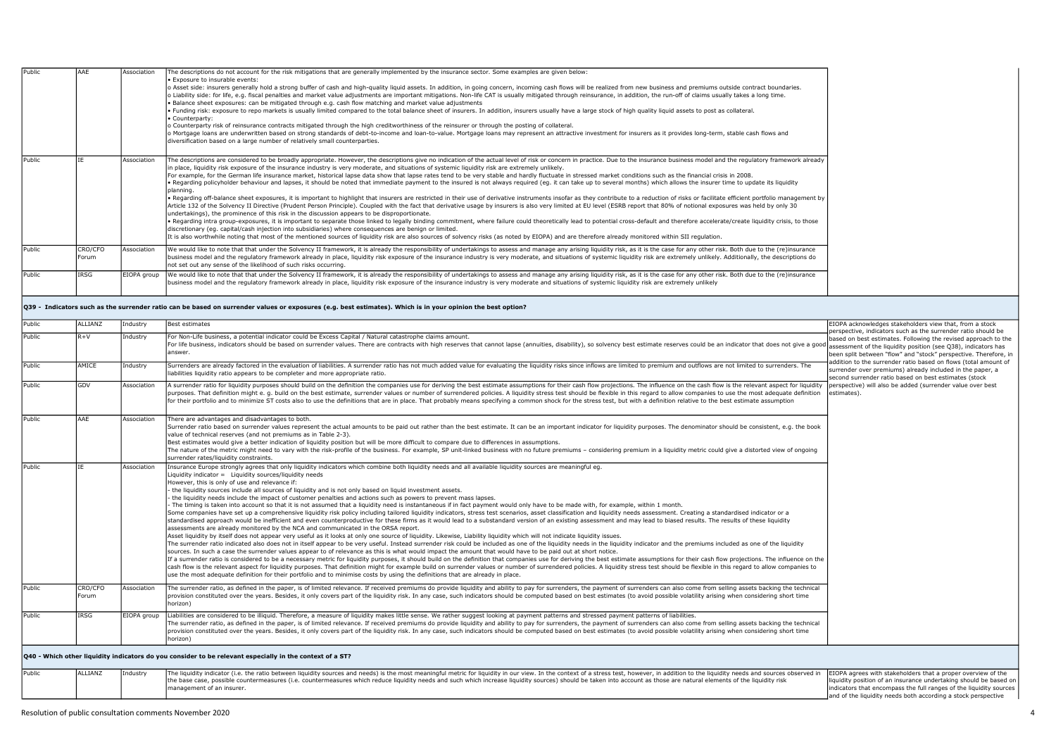| Public | AAE | Association | The descriptions do not account for the risk mitigations that are generally implemented by the insurance sector. Some examples are given below:<br>• Exposure to insurable events:<br>o Asset side: insurers generally hold a strong buffer of cash and high-quality liquid assets. In addition, in going concern, incoming cash flows will be realized from new business and premiums outside contract boundaries.<br>o Liability side: for life, e.g. fiscal penalties and market value adjustments are important mitigations. Non-life CAT is usually mitigated through reinsurance, in addition, the run-off of claims usually takes a long time.<br>• Balance sheet exposures: can be mitigated through e.g. cash flow matching and market value adjustments<br>• Funding risk: exposure to repo markets is usually limited compared to the total balance sheet of insurers. In addition, insurers usually have a large stock of high quality liquid assets to post as collateral.<br>• Counterparty:<br>o Counterparty risk of reinsurance contracts mitigated through the high creditworthiness of the reinsurer or through the posting of collateral.<br>o Mortgage loans are underwritten based on strong standards of debt-to-income and loan-to-value. Mortgage loans may represent an attractive investment for insurers as it provides long-term, stable cash flows and diversification based on a large number of relatively small counterparties. | |
|---|---|---|---|---|
| Public | IE | Association | The descriptions are considered to be broadly appropriate. However, the descriptions give no indication of the actual level of risk or concern in practice. Due to the insurance business model and the regulatory framework already in place, liquidity risk exposure of the insurance industry is very moderate, and situations of systemic liquidity risk are extremely unlikely.<br>For example, for the German life insurance market, historical lapse data show that lapse rates tend to be very stable and hardly fluctuate in stressed market conditions such as the financial crisis in 2008.<br>• Regarding policyholder behaviour and lapses, it should be noted that immediate payment to the insured is not always required (eg. it can take up to several months) which allows the insurer time to update its liquidity planning.<br>• Regarding off-balance sheet exposures, it is important to highlight that insurers are restricted in their use of derivative instruments insofar as they contribute to a reduction of risks or facilitate efficient portfolio management by Article 132 of the Solvency II Directive (Prudent Person Principle). Coupled with the fact that derivative usage by insurers is also very limited at EU level (ESRB report that 80% of notional exposures was held by only 30 undertakings), the prominence of this risk in the discussion appears to be disproportionate.<br>• Regarding intra group-exposures, it is important to separate those linked to legally binding commitment, where failure could theoretically lead to potential cross-default and therefore accelerate/create liquidity crisis, to those discretionary (eg. capital/cash injection into subsidiaries) where consequences are benign or limited.<br>It is also worthwhile noting that most of the mentioned sources of liquidity risk are also sources of solvency risks (as noted by EIOPA) and are therefore already monitored within SII regulation. | |
| Public | CRO/CFO Forum | Association | We would like to note that that under the Solvency II framework, it is already the responsibility of undertakings to assess and manage any arising liquidity risk, as it is the case for any other risk. Both due to the (re)insurance business model and the regulatory framework already in place, liquidity risk exposure of the insurance industry is very moderate, and situations of systemic liquidity risk are extremely unlikely. Additionally, the descriptions do not set out any sense of the likelihood of such risks occurring. | |
| Public | IRSG | EIOPA group | We would like to note that that under the Solvency II framework, it is already the responsibility of undertakings to assess and manage any arising liquidity risk, as it is the case for any other risk. Both due to the (re)insurance business model and the regulatory framework already in place, liquidity risk exposure of the insurance industry is very moderate and situations of systemic liquidity risk are extremely unlikely | |
| **Q39 - Indicators such as the surrender ratio can be based on surrender values or exposures (e.g. best estimates). Which is in your opinion the best option?** | | | | |
| Public | ALLIANZ | Industry | Best estimates | EIOPA acknowledges stakeholders view that, from a stock perspective, indicators such as the surrender ratio should be based on best estimates. Following the revised approach to the assessment of the liquidity position (see Q38), indicators has been split between "flow" and "stock" perspective. Therefore, in addition to the surrender ratio based on flows (total amount of surrender over premiums) already included in the paper, a second surrender ratio based on best estimates (stock perspective) will also be added (surrender value over best estimates). |
| Public | R+V | Industry | For Non-Life business, a potential indicator could be Excess Capital / Natural catastrophe claims amount.<br>For life business, indicators should be based on surrender values. There are contracts with high reserves that cannot lapse (annuities, disability), so solvency best estimate reserves could be an indicator that does not give a good answer. | |
| Public | AMICE | Industry | Surrenders are already factored in the evaluation of liabilities. A surrender ratio has not much added value for evaluating the liquidity risks since inflows are limited to premium and outflows are not limited to surrenders. The liabilities liquidity ratio appears to be completer and more appropriate ratio. | |
| Public | GDV | Association | A surrender ratio for liquidity purposes should build on the definition the companies use for deriving the best estimate assumptions for their cash flow projections. The influence on the cash flow is the relevant aspect for liquidity purposes. That definition might e. g. build on the best estimate, surrender values or number of surrendered policies. A liquidity stress test should be flexible in this regard to allow companies to use the most adequate definition for their portfolio and to minimize ST costs also to use the definitions that are in place. That probably means specifying a common shock for the stress test, but with a definition relative to the best estimate assumption | |
| Public | AAE | Association | There are advantages and disadvantages to both.<br>Surrender ratio based on surrender values represent the actual amounts to be paid out rather than the best estimate. It can be an important indicator for liquidity purposes. The denominator should be consistent, e.g. the book value of technical reserves (and not premiums as in Table 2-3).<br>Best estimates would give a better indication of liquidity position but will be more difficult to compare due to differences in assumptions.<br>The nature of the metric might need to vary with the risk-profile of the business. For example, SP unit-linked business with no future premiums – considering premium in a liquidity metric could give a distorted view of ongoing surrender rates/liquidity constraints. | |
| Public | IE | Association | Insurance Europe strongly agrees that only liquidity indicators which combine both liquidity needs and all available liquidity sources are meaningful eg.<br>Liquidity indicator = Liquidity sources/liquidity needs<br>However, this is only of use and relevance if:<br>- the liquidity sources include all sources of liquidity and is not only based on liquid investment assets.<br>- the liquidity needs include the impact of customer penalties and actions such as powers to prevent mass lapses.<br>- The timing is taken into account so that it is not assumed that a liquidity need is instantaneous if in fact payment would only have to be made with, for example, within 1 month.<br>Some companies have set up a comprehensive liquidity risk policy including tailored liquidity indicators, stress test scenarios, asset classification and liquidity needs assessment. Creating a standardised indicator or a standardised approach would be inefficient and even counterproductive for these firms as it would lead to a substandard version of an existing assessment and may lead to biased results. The results of these liquidity assessments are already monitored by the NCA and communicated in the ORSA report.<br>Asset liquidity by itself does not appear very useful as it looks at only one source of liquidity. Likewise, Liability liquidity which will not indicate liquidity issues.<br>The surrender ratio indicated also does not in itself appear to be very useful. Instead surrender risk could be included as one of the liquidity needs in the liquidity indicator and the premiums included as one of the liquidity sources. In such a case the surrender values appear to of relevance as this is what would impact the amount that would have to be paid out at short notice.<br>If a surrender ratio is considered to be a necessary metric for liquidity purposes, it should build on the definition that companies use for deriving the best estimate assumptions for their cash flow projections. The influence on the cash flow is the relevant aspect for liquidity purposes. That definition might for example build on surrender values or number of surrendered policies. A liquidity stress test should be flexible in this regard to allow companies to use the most adequate definition for their portfolio and to minimise costs by using the definitions that are already in place. | |
| Public | CRO/CFO Forum | Association | The surrender ratio, as defined in the paper, is of limited relevance. If received premiums do provide liquidity and ability to pay for surrenders, the payment of surrenders can also come from selling assets backing the technical provision constituted over the years. Besides, it only covers part of the liquidity risk. In any case, such indicators should be computed based on best estimates (to avoid possible volatility arising when considering short time horizon) | |
| Public | IRSG | EIOPA group | Liabilities are considered to be illiquid. Therefore, a measure of liquidity makes little sense. We rather suggest looking at payment patterns and stressed payment patterns of liabilities.<br>The surrender ratio, as defined in the paper, is of limited relevance. If received premiums do provide liquidity and ability to pay for surrenders, the payment of surrenders can also come from selling assets backing the technical provision constituted over the years. Besides, it only covers part of the liquidity risk. In any case, such indicators should be computed based on best estimates (to avoid possible volatility arising when considering short time horizon) | |
| **Q40 - Which other liquidity indicators do you consider to be relevant especially in the context of a ST?** | | | | |
| Public | ALLIANZ | Industry | The liquidity indicator (i.e. the ratio between liquidity sources and needs) is the most meaningful metric for liquidity in our view. In the context of a stress test, however, in addition to the liquidity needs and sources observed in the base case, possible countermeasures (i.e. countermeasures which reduce liquidity needs and such which increase liquidity sources) should be taken into account as those are natural elements of the liquidity risk management of an insurer. | EIOPA agrees with stakeholders that a proper overview of the liquidity position of an insurance undertaking should be based on indicators that encompass the full ranges of the liquidity sources and of the liquidity needs both according a stock perspective |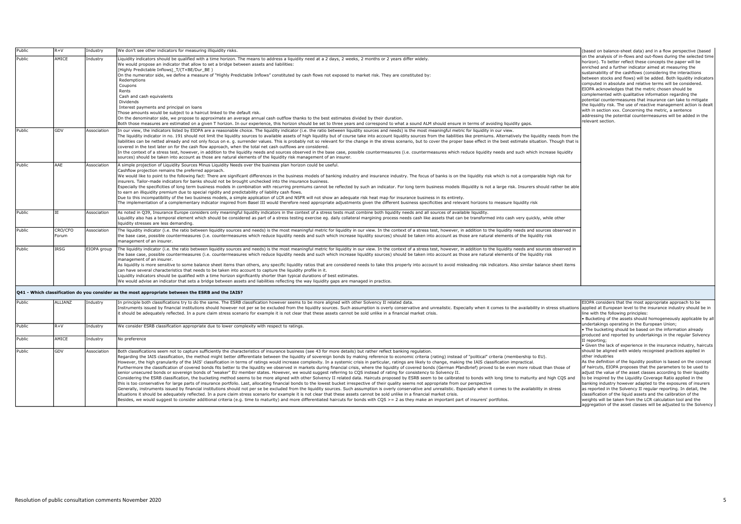| | | | | |
|---|---|---|---|---|
| Public | R+V | Industry | We don't see other indicators for measuring illiquidity risks. | (based on balance-sheet data) and in a flow perspective (based on the analysis of in-flows and out-flows during the selected time horizon). To better reflect these concepts the paper will be enriched and a further indicator aimed at measuring the sustainability of the cashflows (considering the interactions between stocks and flows) will be added. Both liquidity indicators computed in absolute and relative terms will be considered. EIOPA acknowledges that the metric chosen should be complemented with qualitative information regarding the potential countermeasures that insurance can take to mitigate the liquidity risk. The use of reactive management action is dealt with in section xxx. Concerning the metric, a sentence addressing the potential countermeasures will be added in the relevant section. |
| Public | AMICE | Industry | Liquidity indicators should be qualified with a time horizon. The means to address a liquidity need at a 2 days, 2 weeks, 2 months or 2 years differ widely.<br>We would propose an indicator that allow to set a bridge between assets and liabilities:<br>[Highly Predictable Inflows]_T/(T×BE/Dur_BE )<br>On the numerator side, we define a measure of "Highly Predictable Inflows" constituted by cash flows not exposed to market risk. They are constituted by:<br>Redemptions<br>Coupons<br>Rents<br>Cash and cash equivalents<br>Dividends<br>Interest payments and principal on loans<br>Those amounts would be subject to a haircut linked to the default risk.<br>On the denominator side, we propose to approximate an average annual cash outflow thanks to the best estimates divided by their duration.<br>Both those measures are estimated on a given T horizon. In our experience, this horizon should be set to three years and correspond to what a sound ALM should ensure in terms of avoiding liquidity gaps. | |
| Public | GDV | Association | In our view, the indicators listed by EIOPA are a reasonable choice. The liquidity indicator (i.e. the ratio between liquidity sources and needs) is the most meaningful metric for liquidity in our view.<br>The liquidity indicator in no. 191 should not limit the liquidity sources to available assets of high liquidity but of course take into account liquidity sources from the liabilities like premiums. Alternatively the liquidity needs from the liabilities can be netted already and not only focus on e. g. surrender values. This is probably not so relevant for the change in the stress scenario, but to cover the proper base effect in the best estimate situation. Though that is covered in the text later on for the cash flow approach, when the total net cash outflows are considered.<br>In the context of a stress test, however, in addition to the liquidity needs and sources observed in the base case, possible countermeasures (i.e. countermeasures which reduce liquidity needs and such which increase liquidity sources) should be taken into account as those are natural elements of the liquidity risk management of an insurer. | |
| Public | AAE | Association | A simple projection of Liquidity Sources Minus Liquidity Needs over the business plan horizon could be useful.<br>Cashflow projection remains the preferred approach.<br>We would like to point to the following fact: There are significant differences in the business models of banking industry and insurance industry. The focus of banks is on the liquidity risk which is not a comparable high risk for insurers. Tailor-made indicators for banks should not be brought unchecked into the insurance business.<br>Especially the specificities of long term business models in combination with recurring premiums cannot be reflected by such an indicator. For long term business models illiquidity is not a large risk. Insurers should rather be able to earn an illiquidity premium due to special rigidity and predictability of liability cash flows.<br>Due to this incompatibility of the two business models, a simple application of LCR and NSFR will not show an adequate risk heat map for insurance business in its entirety.<br>The implementation of a complementary indicator inspired from Basel III would therefore need appropriate adjustments given the different business specificities and relevant horizons to measure liquidity risk | |
| Public | IE | Association | As noted in Q39, Insurance Europe considers only meaningful liquidity indicators in the context of a stress tests must combine both liquidity needs and all sources of available liquidity.<br>Liquidity also has a temporal element which should be considered as part of a stress testing exercise eg. daily collateral margining process needs cash like assets that can be transformed into cash very quickly, while other liquidity stresses are less demanding. | |
| Public | CRO/CFO Forum | Association | The liquidity indicator (i.e. the ratio between liquidity sources and needs) is the most meaningful metric for liquidity in our view. In the context of a stress test, however, in addition to the liquidity needs and sources observed in the base case, possible countermeasures (i.e. countermeasures which reduce liquidity needs and such which increase liquidity sources) should be taken into account as those are natural elements of the liquidity risk management of an insurer. | |
| Public | IRSG | EIOPA group | The liquidity indicator (i.e. the ratio between liquidity sources and needs) is the most meaningful metric for liquidity in our view. In the context of a stress test, however, in addition to the liquidity needs and sources observed in the base case, possible countermeasures (i.e. countermeasures which reduce liquidity needs and such which increase liquidity sources) should be taken into account as those are natural elements of the liquidity risk management of an insurer.<br>As liquidity is more sensitive to some balance sheet items than others, any specific liquidity ratios that are considered needs to take this properly into account to avoid misleading risk indicators. Also similar balance sheet items can have several characteristics that needs to be taken into account to capture the liquidity profile in it.<br>Liquidity indicators should be qualified with a time horizon significantly shorter than typical durations of best estimates.<br>We would advise an indicator that sets a bridge between assets and liabilities reflecting the way liquidity gaps are managed in practice. | |
| **Q41 - Which classification do you consider as the most appropriate between the ESRB and the IAIS?** | | | | |
| Public | ALLIANZ | Industry | In principle both classifications try to do the same. The ESRB classification however seems to be more aligned with other Solvency II related data.<br>Instruments issued by financial institutions should however not per se be excluded from the liquidity sources. Such assumption is overly conservative and unrealistic. Especially when it comes to the availability in stress situations it should be adequately reflected. In a pure claim stress scenario for example it is not clear that these assets cannot be sold unlike in a financial market crisis. | EIOPA considers that the most appropriate approach to be applied at European level to the insurance industry should be in line with the following principles:<br>• Bucketing of the assets should homogeneously applicable by all undertakings operating in the European Union;<br>• The bucketing should be based on the information already produced and reported by undertakings in the regular Solvency II reporting;<br>• Given the lack of experience in the insurance industry, haircuts should be aligned with widely recognised practices applied in other industries<br>As the definition of the liquidity position is based on the concept of haircuts, EIOPA proposes that the parameters to be used to adjust the value of the asset classes according to their liquidity to be inspired by the Liquidity Coverage Ratio applied in the banking industry however adapted to the exposures of insurers as reported in the Solvency II regular reporting. In detail, the classification of the liquid assets and the calibration of the weights will be taken from the LCR calculation tool and the aggregation of the asset classes will be adjusted to the Solvency |
| Public | R+V | Industry | We consider ESRB classification appropriate due to lower complexity with respect to ratings. | |
| Public | AMICE | Industry | No preference | |
| Public | GDV | Association | Both classifications seem not to capture sufficiently the characteristics of insurance business (see 43 for more details) but rather reflect banking regulation.<br>Regarding the IAIS classification, the method might better differentiate between the liquidity of sovereign bonds by making reference to economic criteria (rating) instead of "political" criteria (membership to EU).<br>However, the high granularity of the IAIS' classification in terms of ratings would increase complexity. In a systemic crisis in particular, ratings are likely to change, making the IAIS classification impractical.<br>Furthermore the classification of covered bonds fits better to the liquidity we observed in markets during financial crisis, where the liquidity of covered bonds (German Pfandbrief) proved to be even more robust than those of senior unsecured bonds or sovereign bonds of "weaker" EU member states. However, we would suggest referring to CQS instead of rating for consistency to Solvency II.<br>Considering the ESRB classification, the bucketing method seems to be more aligned with other Solvency II related data. Haircuts proposed by ESRB seem to be calibrated to bonds with long time to maturity and high CQS and this is too conservative for large parts of insurance portfolio. Last, allocating financial bonds to the lowest bucket irrespective of their quality seems not appropriate from our perspective<br>Generally, instruments issued by financial institutions should not per se be excluded from the liquidity sources. Such assumption is overly conservative and unrealistic. Especially when it comes to the availability in stress situations it should be adequately reflected. In a pure claim stress scenario for example it is not clear that these assets cannot be sold unlike in a financial market crisis.<br>Besides, we would suggest to consider additional criteria (e.g. time to maturity) and more differentiated haircuts for bonds with CQS >= 2 as they make an important part of insurers' portfolios. | |

Resolution of public consultation comments November 2020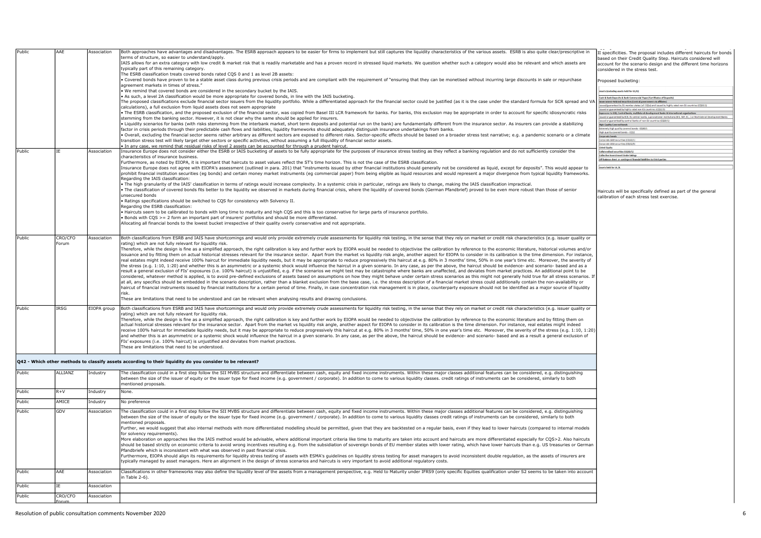| | | | | |
|---|---|---|---|---|
| Public | AAE | Association | Both approaches have advantages and disadvantages. The ESRB approach appears to be easier for firms to implement but still captures the liquidity characteristics of the various assets. ESRB is also quite clear/prescriptive in terms of structure, so easier to understand/apply.<br>IAIS allows for an extra category with low credit & market risk that is readily marketable and has a proven record in stressed liquid markets. We question whether such a category would also be relevant and which assets are typically part of this remaining category.<br>The ESRB classification treats covered bonds rated CQS 0 and 1 as level 2B assets:<br>• Covered bonds have proven to be a stable asset class during previous crisis periods and are compliant with the requirement of "ensuring that they can be monetised without incurring large discounts in sale or repurchase agreement markets in times of stress."<br>• We remind that covered bonds are considered in the secondary bucket by the IAIS.<br>• As such, a level 2A classification would be more appropriate for covered bonds, in line with the IAIS bucketing.<br>The proposed classifications exclude financial sector issuers from the liquidity portfolio. While a differentiated approach for the financial sector could be justified (as it is the case under the standard formula for SCR spread and VA calculations), a full exclusion from liquid assets does not seem appropriate<br>• The ESRB classification, and the proposed exclusion of the financial sector, was copied from Basel III LCR framework for banks. For banks, this exclusion may be appropriate in order to account for specific idiosyncratic risks stemming from the banking sector. However, it is not clear why the same should be applied for insurers.<br>• Liquidity scenarios for banks (with risks stemming from the interbank market, short term deposits and potential run on the bank) are fundamentally different from the insurance sector. As insurers can provide a stabilizing factor in crisis periods through their predictable cash flows and liabilities, liquidity frameworks should adequately distinguish insurance undertakings from banks.<br>• Overall, excluding the financial sector seems rather arbitrary as different sectors are exposed to different risks. Sector-specific effects should be based on a broader stress test narrative; e.g. a pandemic scenario or a climate transition stress test will likely target other sectors or specific activities, without assuming a full illiquidity of financial sector assets.<br>• In any case, we remind that residual risks of level 2 assets can be accounted for through a prudent haircut. | II specificities. The proposal includes different haircuts for bonds based on their Credit Quality Step. Haircuts considered will account for the scenario design and the different time horizons considered in the stress test.<br><br>Proposed bucketing:<br><br>Assets (excluding assets held for UL/IL)<br>Cash & Bank Deposits & Bank Commercial Paper/Cert fficates of Deposits)<br>Government-Related Securities (Central governments & affiliates)<br>Issued/guaranteed by EU member states (all CQSs) and issued by highly rated non-EU countries (CQS0/1)<br>Issued or guaranteed by highly rated non-EU countries (CQS2/3)<br>Exposures to ECB, Central banks, multilateral development banks & international organisations<br>Issued or guaranteed by ECB, EU central banks, supranational institutions (BIS, IMF, EC...) or Multilateral Development Banks<br>Issued or guaranteed by central banks of non-EU countries (CQS0/1)<br>High Quality Covered bonds<br>Extremely high quality covered bonds - CQS0/1<br>High quality covered bonds - CQS2<br>Corporate bonds<br>Corporate debt securities (CQS0/1)<br>Corporate debt securities (CQS2/3)<br>Listed Equity<br>Collateralised securities (CQS0/1)<br>Collective Investment Undertakings<br>Off balance sheet or contingent financial liabilities to third parties<br><br>Assets held for UL/IL<br><br>Haircuts will be specifically defined as part of the general calibration of each stress test exercise. |
| Public | IE | Association | Insurance Europe does not consider either the ESRB or IAIS bucketing of assets to be fully appropriate for the purposes of insurance stress testing as they reflect a banking regulation and do not sufficiently consider the characteristics of insurance business.<br>Furthermore, as noted by EIOPA, it is important that haircuts to asset values reflect the ST's time horizon. This is not the case of the ESRB classification.<br>Insurance Europe does not agree with EIOPA's assessment (outlined in para. 201) that "instruments issued by other financial institutions should generally not be considered as liquid, except for deposits". This would appear to prohibit financial institution securities (eg bonds) and certain money market instruments (eg commercial paper) from being eligible as liquid resources and would represent a major divergence from typical liquidity frameworks.<br>Regarding the IAIS classification:<br>• The high granularity of the IAIS' classification in terms of ratings would increase complexity. In a systemic crisis in particular, ratings are likely to change, making the IAIS classification impractical.<br>• The classification of covered bonds fits better to the liquidity we observed in markets during financial crisis, where the liquidity of covered bonds (German Pfandbrief) proved to be even more robust than those of senior unsecured bonds<br>• Ratings specifications should be switched to CQS for consistency with Solvency II.<br>Regarding the ESRB classification:<br>• Haircuts seem to be calibrated to bonds with long time to maturity and high CQS and this is too conservative for large parts of insurance portfolio.<br>• Bonds with CQS >= 2 form an important part of insurers' portfolios and should be more differentiated.<br>Allocating all financial bonds to the lowest bucket irrespective of their quality overly conservative and not appropriate. | |
| Public | CRO/CFO Forum | Association | Both classifications from ESRB and IAIS have shortcomings and would only provide extremely crude assessments for liquidity risk testing, in the sense that they rely on market or credit risk characteristics (e.g. issuer quality or rating) which are not fully relevant for liquidity risk.<br>Therefore, while the design is fine as a simplified approach, the right calibration is key and further work by EIOPA would be needed to objectivise the calibration by reference to the economic literature, historical volumes and/or issuance and by fitting them on actual historical stresses relevant for the insurance sector. Apart from the market vs liquidity risk angle, another aspect for EIOPA to consider in its calibration is the time dimension. For instance, real estates might indeed receive 100% haircut for immediate liquidity needs, but it may be appropriate to reduce progressively this haircut at e.g. 80% in 3 months' time, 50% in one year's time etc. Moreover, the severity of the stress (e.g. 1:10, 1:20) and whether this is an asymmetric or a systemic shock would influence the haircut in a given scenario. In any case, as per the above, the haircut should be evidence- and scenario- based and as a result a general exclusion of FIs' exposures (i.e. 100% haircut) is unjustified, e.g. if the scenarios we might test may be catastrophe where banks are unaffected, and deviates from market practices. An additional point to be considered, whatever method is applied, is to avoid pre-defined exclusions of assets based on assumptions on how they might behave under certain stress scenarios as this might not generally hold true for all stress scenarios. If at all, any specifics should be embedded in the scenario description, rather than a blanket exclusion from the base case, i.e. the stress description of a financial market stress could additionally contain the non-availability or haircut of financial instruments issued by financial institutions for a certain period of time. Finally, in case concentration risk management is in place, counterparty exposure should not be identified as a major source of liquidity risk.<br>These are limitations that need to be understood and can be relevant when analysing results and drawing conclusions. | |
| Public | IRSG | EIOPA group | Both classifications from ESRB and IAIS have shortcomings and would only provide extremely crude assessments for liquidity risk testing, in the sense that they rely on market or credit risk characteristics (e.g. issuer quality or rating) which are not fully relevant for liquidity risk.<br>Therefore, while the design is fine as a simplified approach, the right calibration is key and further work by EIOPA would be needed to objectivise the calibration by reference to the economic literature and by fitting them on actual historical stresses relevant for the insurance sector. Apart from the market vs liquidity risk angle, another aspect for EIOPA to consider in its calibration is the time dimension. For instance, real estates might indeed receive 100% haircut for immediate liquidity needs, but it may be appropriate to reduce progressively this haircut at e.g. 80% in 3 months' time, 50% in one year's time etc. Moreover, the severity of the stress (e.g. 1:10, 1:20) and whether this is an asymmetric or a systemic shock would influence the haircut in a given scenario. In any case, as per the above, the haircut should be evidence- and scenario- based and as a result a general exclusion of FIs' exposures (i.e. 100% haircut) is unjustified and deviates from market practices.<br>These are limitations that need to be understood. | |
| **Q42 - Which other methods to classify assets according to their liquidity do you consider to be relevant?** | | | | |
| Public | ALLIANZ | Industry | The classification could in a first step follow the SII MVBS structure and differentiate between cash, equity and fixed income instruments. Within these major classes additional features can be considered, e.g. distinguishing between the size of the issuer of equity or the issuer type for fixed income (e.g. government / corporate). In addition to come to various liquidity classes. credit ratings of instruments can be considered, similarly to both mentioned proposals. | |
| Public | R+V | Industry | None. | |
| Public | AMICE | Industry | No preference | |
| Public | GDV | Association | The classification could in a first step follow the SII MVBS structure and differentiate between cash, equity and fixed income instruments. Within these major classes additional features can be considered, e.g. distinguishing between the size of the issuer of equity or the issuer type for fixed income (e.g. government / corporate). In addition to come to various liquidity classes credit ratings of instruments can be considered, similarly to both mentioned proposals.<br>Further, we would suggest that also internal methods with more differentiated modelling should be permitted, given that they are backtested on a regular basis, even if they lead to lower haircuts (compared to internal models for solvency requirements).<br>More elaboration on approaches like the IAIS method would be advisable, where additional important criteria like time to maturity are taken into account and haircuts are more differentiated especially for CQS>2. Also haircuts should be based strictly on economic criteria to avoid wrong incentives resulting e.g. from the subsidiation of sovereign bonds of EU member states with lower rating, which have lower haircuts than e.g. US treasuries or German Pfandbriefe which is inconsistent with what was observed in past financial crisis.<br>Furthermore, EIOPA should align its requirements for liquidity stress testing of assets with ESMA's guidelines on liquidity stress testing for asset managers to avoid inconsistent double regulation, as the assets of insurers are typically managed by asset managers. Here an alignment in the design of stress scenarios and haircuts is very important to avoid additional regulatory costs. | |
| Public | AAE | Association | Classifications in other frameworks may also define the liquidity level of the assets from a management perspective, e.g. Held to Maturity under IFRS9 (only specific Equities qualification under S2 seems to be taken into account in Table 2-6). | |
| Public | IE | Association | | |
| Public | CRO/CFO Forum | Association | | |

Resolution of public consultation comments November 2020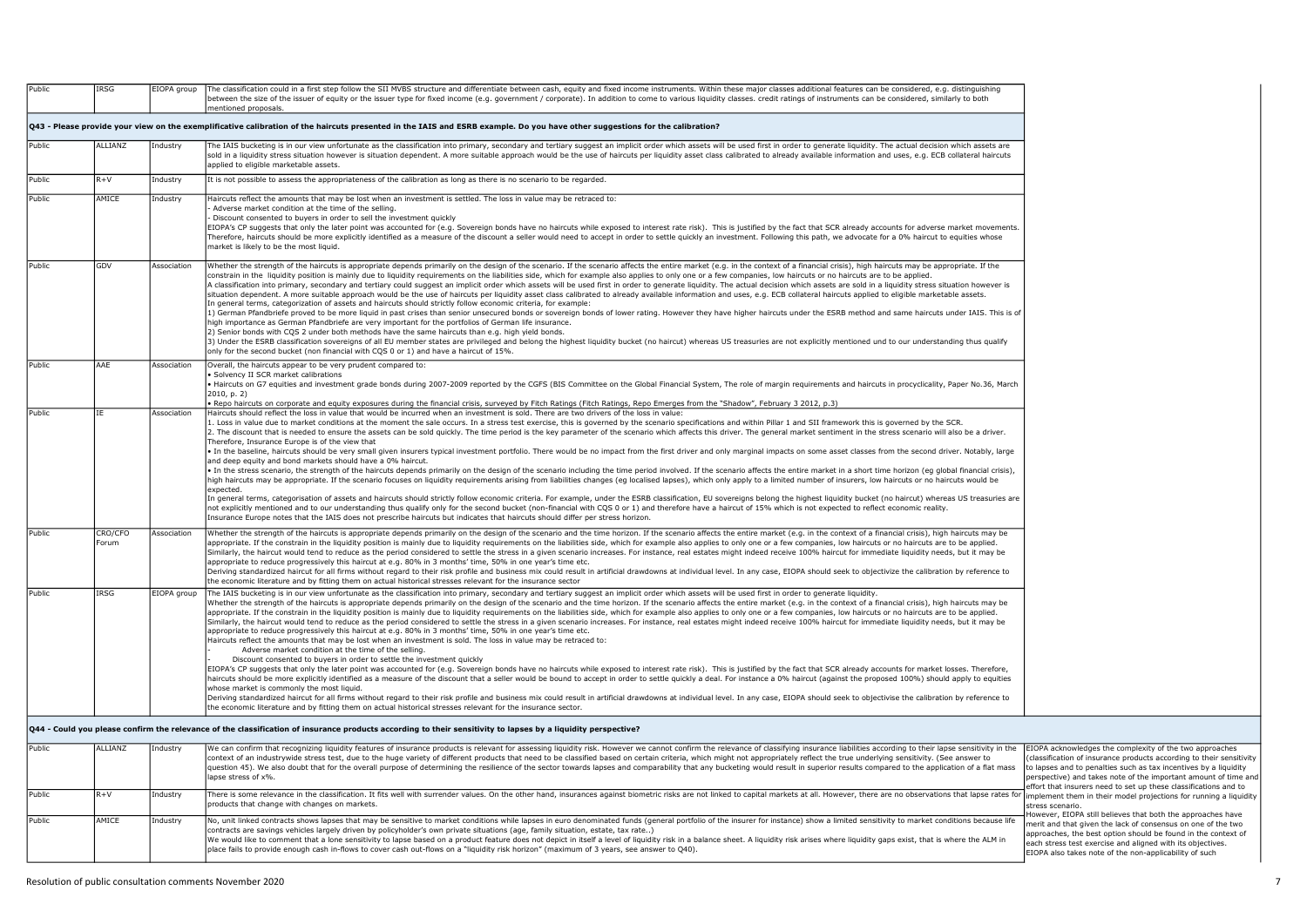| Public | IRSG | EIOPA group | The classification could in a first step follow the SII MVBS structure and differentiate between cash, equity and fixed income instruments. Within these major classes additional features can be considered, e.g. distinguishing between the size of the issuer of equity or the issuer type for fixed income (e.g. government / corporate). In addition to come to various liquidity classes. credit ratings of instruments can be considered, similarly to both mentioned proposals. | |
|---|---|---|---|---|
| **Q43 - Please provide your view on the exemplificative calibration of the haircuts presented in the IAIS and ESRB example. Do you have other suggestions for the calibration?** | | | | |
| Public | ALLIANZ | Industry | The IAIS bucketing is in our view unfortunate as the classification into primary, secondary and tertiary suggest an implicit order which assets will be used first in order to generate liquidity. The actual decision which assets are sold in a liquidity stress situation however is situation dependent. A more suitable approach would be the use of haircuts per liquidity asset class calibrated to already available information and uses, e.g. ECB collateral haircuts applied to eligible marketable assets. | |
| Public | R+V | Industry | It is not possible to assess the appropriateness of the calibration as long as there is no scenario to be regarded. | |
| Public | AMICE | Industry | Haircuts reflect the amounts that may be lost when an investment is settled. The loss in value may be retraced to:<br>- Adverse market condition at the time of the selling.<br>- Discount consented to buyers in order to sell the investment quickly<br>EIOPA's CP suggests that only the later point was accounted for (e.g. Sovereign bonds have no haircuts while exposed to interest rate risk). This is justified by the fact that SCR already accounts for adverse market movements. Therefore, haircuts should be more explicitly identified as a measure of the discount a seller would need to accept in order to settle quickly an investment. Following this path, we advocate for a 0% haircut to equities whose market is likely to be the most liquid. | |
| Public | GDV | Association | Whether the strength of the haircuts is appropriate depends primarily on the design of the scenario. If the scenario affects the entire market (e.g. in the context of a financial crisis), high haircuts may be appropriate. If the constrain in the liquidity position is mainly due to liquidity requirements on the liabilities side, which for example also applies to only one or a few companies, low haircuts or no haircuts are to be applied.<br>A classification into primary, secondary and tertiary could suggest an implicit order which assets will be used first in order to generate liquidity. The actual decision which assets are sold in a liquidity stress situation however is situation dependent. A more suitable approach would be the use of haircuts per liquidity asset class calibrated to already available information and uses, e.g. ECB collateral haircuts applied to eligible marketable assets.<br>In general terms, categorization of assets and haircuts should strictly follow economic criteria, for example:<br>1) German Pfandbriefe proved to be more liquid in past crises than senior unsecured bonds or sovereign bonds of lower rating. However they have higher haircuts under the ESRB method and same haircuts under IAIS. This is of high importance as German Pfandbriefe are very important for the portfolios of German life insurance.<br>2) Senior bonds with CQS 2 under both methods have the same haircuts than e.g. high yield bonds.<br>3) Under the ESRB classification sovereigns of all EU member states are privileged and belong the highest liquidity bucket (no haircut) whereas US treasuries are not explicitly mentioned und to our understanding thus qualify only for the second bucket (non financial with CQS 0 or 1) and have a haircut of 15%. | |
| Public | AAE | Association | Overall, the haircuts appear to be very prudent compared to:<br>• Solvency II SCR market calibrations<br>• Haircuts on G7 equities and investment grade bonds during 2007-2009 reported by the CGFS (BIS Committee on the Global Financial System, The role of margin requirements and haircuts in procyclicality, Paper No.36, March 2010, p. 2)<br>• Repo haircuts on corporate and equity exposures during the financial crisis, surveyed by Fitch Ratings (Fitch Ratings, Repo Emerges from the "Shadow", February 3 2012, p.3) | |
| Public | IE | Association | Haircuts should reflect the loss in value that would be incurred when an investment is sold. There are two drivers of the loss in value:<br>1. Loss in value due to market conditions at the moment the sale occurs. In a stress test exercise, this is governed by the scenario specifications and within Pillar 1 and SII framework this is governed by the SCR.<br>2. The discount that is needed to ensure the assets can be sold quickly. The time period is the key parameter of the scenario which affects this driver. The general market sentiment in the stress scenario will also be a driver.<br>Therefore, Insurance Europe is of the view that<br>• In the baseline, haircuts should be very small given insurers typical investment portfolio. There would be no impact from the first driver and only marginal impacts on some asset classes from the second driver. Notably, large and deep equity and bond markets should have a 0% haircut.<br>• In the stress scenario, the strength of the haircuts depends primarily on the design of the scenario including the time period involved. If the scenario affects the entire market in a short time horizon (eg global financial crisis), high haircuts may be appropriate. If the scenario focuses on liquidity requirements arising from liabilities changes (eg localised lapses), which only apply to a limited number of insurers, low haircuts or no haircuts would be expected.<br>In general terms, categorisation of assets and haircuts should strictly follow economic criteria. For example, under the ESRB classification, EU sovereigns belong the highest liquidity bucket (no haircut) whereas US treasuries are not explicitly mentioned and our understanding thus qualify only for the second bucket (non-financial with CQS 0 or 1) and therefore have a haircut of 15% which is not expected to reflect economic reality.<br>Insurance Europe notes that the IAIS does not prescribe haircuts but indicates that haircuts should differ per stress horizon. | |
| Public | CRO/CFO Forum | Association | Whether the strength of the haircuts is appropriate depends primarily on the design of the scenario and the time horizon. If the scenario affects the entire market (e.g. in the context of a financial crisis), high haircuts may be appropriate. If the constrain in the liquidity position is mainly due to liquidity requirements on the liabilities side, which for example also applies to only one or a few companies, low haircuts or no haircuts are to be applied.<br>Similarly, the haircut would tend to reduce as the period considered to settle the stress in a given scenario increases. For instance, real estates might indeed receive 100% haircut for immediate liquidity needs, but it may be appropriate to reduce progressively this haircut at e.g. 80% in 3 months' time, 50% in one year's time etc.<br>Deriving standardized haircut for all firms without regard to their risk profile and business mix could result in artificial drawdowns at individual level. In any case, EIOPA should seek to objectivize the calibration by reference to the economic literature and by fitting them on actual historical stresses relevant for the insurance sector | |
| Public | IRSG | EIOPA group | The IAIS bucketing is in our view unfortunate as the classification into primary, secondary and tertiary suggest an implicit order which assets will be used first in order to generate liquidity.<br>Whether the strength of the haircuts is appropriate depends primarily on the design of the scenario and the time horizon. If the scenario affects the entire market (e.g. in the context of a financial crisis), high haircuts may be appropriate. If the constrain in the liquidity position is mainly due to liquidity requirements on the liabilities side, which for example also applies to only one or a few companies, low haircuts or no haircuts are to be applied.<br>Similarly, the haircut would tend to reduce as the period considered to settle the stress in a given scenario increases. For instance, real estates might indeed receive 100% haircut for immediate liquidity needs, but it may be appropriate to reduce progressively this haircut at e.g. 80% in 3 months' time, 50% in one year's time etc.<br>Haircuts reflect the amounts that may be lost when an investment is sold. The loss in value may be retraced to:<br>- Adverse market condition at the time of the selling.<br>- Discount consented to buyers in order to settle the investment quickly<br>EIOPA's CP suggests that only the later point was accounted for (e.g. Sovereign bonds have no haircuts while exposed to interest rate risk). This is justified by the fact that SCR already accounts for market losses. Therefore, haircuts should be more explicitly identified as a measure of the discount that a seller would be bound to accept in order to settle quickly a deal. For instance a 0% haircut (against the proposed 100%) should apply to equities whose market is commonly the most liquid.<br>Deriving standardized haircut for all firms without regard to their risk profile and business mix could result in artificial drawdowns at individual level. In any case, EIOPA should seek to objectivise the calibration by reference to the economic literature and by fitting them on actual historical stresses relevant for the insurance sector. | |
| **Q44 - Could you please confirm the relevance of the classification of insurance products according to their sensitivity to lapses by a liquidity perspective?** | | | | |
| Public | ALLIANZ | Industry | We can confirm that recognizing liquidity features of insurance products is relevant for assessing liquidity risk. However we cannot confirm the relevance of classifying insurance liabilities according to their lapse sensitivity in the context of an industrywide stress test, due to the huge variety of different products that need to be classified based on certain criteria, which might not appropriately reflect the true underlying sensitivity. (See answer to question 45). We also doubt that for the overall purpose of determining the resilience of the sector towards lapses and comparability that any bucketing would result in superior results compared to the application of a flat mass lapse stress of x%. | EIOPA acknowledges the complexity of the two approaches (classification of insurance products according to their sensitivity to lapses and to penalties such as tax incentives by a liquidity perspective) and takes note of the important amount of time and effort that insurers need to set up these classifications and to implement them in their model projections for running a liquidity stress scenario.<br>However, EIOPA still believes that both the approaches have merit and that given the lack of consensus on one of the two approaches, the best option should be found in the context of each stress test exercise and aligned with its objectives.<br>EIOPA also takes note of the non-applicability of such |
| Public | R+V | Industry | There is some relevance in the classification. It fits well with surrender values. On the other hand, insurances against biometric risks are not linked to capital markets at all. However, there are no observations that lapse rates for products that change with changes on markets. | |
| Public | AMICE | Industry | No, unit linked contracts shows lapses that may be sensitive to market conditions while lapses in euro denominated funds (general portfolio of the insurer for instance) show a limited sensitivity to market conditions because life contracts are savings vehicles largely driven by policyholder's own private situations (age, family situation, estate, tax rate..)<br>We would like to comment that a lone sensitivity to lapse based on a product feature does not depict in itself a level of liquidity risk in a balance sheet. A liquidity risk arises where liquidity gaps exist, that is where the ALM in place fails to provide enough cash in-flows to cover cash out-flows on a "liquidity risk horizon" (maximum of 3 years, see answer to Q40). | |

Resolution of public consultation comments November 2020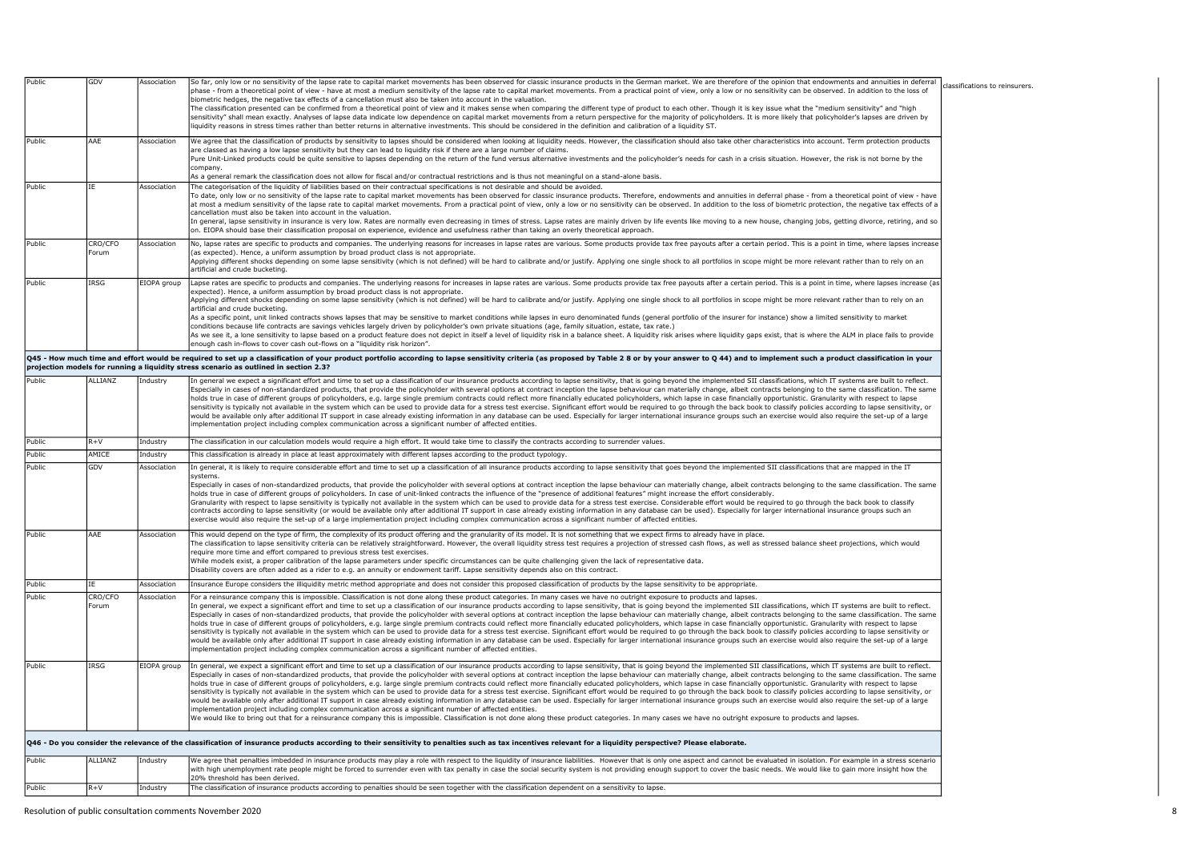| Public | GDV | Association | So far, only low or no sensitivity of the lapse rate to capital market movements has been observed for classic insurance products in the German market. We are therefore of the opinion that endowments and annuities in deferral phase - from a theoretical point of view - have at most a medium sensitivity of the lapse rate to capital market movements. From a practical point of view, only a low or no sensitivity can be observed. In addition to the loss of biometric hedges, the negative tax effects of a cancellation must also be taken into account in the valuation.<br>The classification presented can be confirmed from a theoretical point of view and it makes sense when comparing the different type of product to each other. Though it is key issue what the "medium sensitivity" and "high sensitivity" shall mean exactly. Analyses of lapse data indicate low dependence on capital market movements from a return perspective for the majority of policyholders. It is more likely that policyholder's lapses are driven by liquidity reasons in stress times rather than better returns in alternative investments. This should be considered in the definition and calibration of a liquidity ST. | classifications to reinsurers. |
|---|---|---|---|---|
| Public | AAE | Association | We agree that the classification of products by sensitivity to lapses should be considered when looking at liquidity needs. However, the classification should also take other characteristics into account. Term protection products are classed as having a low lapse sensitivity but they can lead to liquidity risk if there are a large number of claims.<br>Pure Unit-Linked products could be quite sensitive to lapses depending on the return of the fund versus alternative investments and the policyholder's needs for cash in a crisis situation. However, the risk is not borne by the company.<br>As a general remark the classification does not allow for fiscal and/or contractual restrictions and is thus not meaningful on a stand-alone basis. | |
| Public | IE | Association | The categorisation of the liquidity of liabilities based on their contractual specifications is not desirable and should be avoided.<br>To date, only low or no sensitivity of the lapse rate to capital market movements has been observed for classic insurance products. Therefore, endowments and annuities in deferral phase - from a theoretical point of view - have at most a medium sensitivity of the lapse rate to capital market movements. From a practical point of view, only a low or no sensitivity can be observed. In addition to the loss of biometric protection, the negative tax effects of a cancellation must also be taken into account in the valuation.<br>In general, lapse sensitivity in insurance is very low. Rates are normally even decreasing in times of stress. Lapse rates are mainly driven by life events like moving to a new house, changing jobs, getting divorce, retiring, and so on. EIOPA should base their classification proposal on experience, evidence and usefulness rather than taking an overly theoretical approach. | |
| Public | CRO/CFO Forum | Association | No, lapse rates are specific to products and companies. The underlying reasons for increases in lapse rates are various. Some products provide tax free payouts after a certain period. This is a point in time, where lapses increase (as expected). Hence, a uniform assumption by broad product class is not appropriate.<br>Applying different shocks depending on some lapse sensitivity (which is not defined) will be hard to calibrate and/or justify. Applying one single shock to all portfolios in scope might be more relevant rather than to rely on an artificial and crude bucketing. | |
| Public | IRSG | EIOPA group | Lapse rates are specific to products and companies. The underlying reasons for increases in lapse rates are various. Some products provide tax free payouts after a certain period. This is a point in time, where lapses increase (as expected). Hence, a uniform assumption by broad product class is not appropriate.<br>Applying different shocks depending on some lapse sensitivity (which is not defined) will be hard to calibrate and/or justify. Applying one single shock to all portfolios in scope might be more relevant rather than to rely on an artificial and crude bucketing.<br>As a specific point, unit linked contracts shows lapses that may be sensitive to market conditions while lapses in euro denominated funds (general portfolio of the insurer for instance) show a limited sensitivity to market conditions because life contracts are savings vehicles largely driven by policyholder's own private situations (age, family situation, estate, tax rate.)<br>As we see it, a lone sensitivity to lapse based on a product feature does not depict in itself a level of liquidity risk in a balance sheet. A liquidity risk arises where liquidity gaps exist, that is where the ALM in place fails to provide enough cash in-flows to cover cash out-flows on a "liquidity risk horizon". | |
| **Q45 - How much time and effort would be required to set up a classification of your product portfolio according to lapse sensitivity criteria (as proposed by Table 2 8 or by your answer to Q 44) and to implement such a product classification in your projection models for running a liquidity stress scenario as outlined in section 2.3?** | | | | |
| Public | ALLIANZ | Industry | In general we expect a significant effort and time to set up a classification of our insurance products according to lapse sensitivity, that is going beyond the implemented SII classifications, which IT systems are built to reflect. Especially in cases of non-standardized products, that provide the policyholder with several options at contract inception the lapse behaviour can materially change, albeit contracts belonging to the same classification. The same holds true in case of different groups of policyholders, e.g. large single premium contracts could reflect more financially educated policyholders, which lapse in case financially opportunistic. Granularity with respect to lapse sensitivity is typically not available in the system which can be used to provide data for a stress test exercise. Significant effort would be required to go through the back book to classify policies according to lapse sensitivity, or would be available only after additional IT support in case already existing information in any database can be used. Especially for larger international insurance groups such an exercise would also require the set-up of a large implementation project including complex communication across a significant number of affected entities. | |
| Public | R+V | Industry | The classification in our calculation models would require a high effort. It would take time to classify the contracts according to surrender values. | |
| Public | AMICE | Industry | This classification is already in place at least approximately with different lapses according to the product typology. | |
| Public | GDV | Association | In general, it is likely to require considerable effort and time to set up a classification of all insurance products according to lapse sensitivity that goes beyond the implemented SII classifications that are mapped in the IT systems.<br>Especially in cases of non-standardized products, that provide the policyholder with several options at contract inception the lapse behaviour can materially change, albeit contracts belonging to the same classification. The same holds true in case of different groups of policyholders. In case of unit-linked contracts the influence of the "presence of additional features" might increase the effort considerably.<br>Granularity with respect to lapse sensitivity is typically not available in the system which can be used to provide data for a stress test exercise. Considerable effort would be required to go through the back book to classify contracts according to lapse sensitivity (or would be available only after additional IT support in case already existing information in any database can be used). Especially for larger international insurance groups such an exercise would also require the set-up of a large implementation project including complex communication across a significant number of affected entities. | |
| Public | AAE | Association | This would depend on the type of firm, the complexity of its product offering and the granularity of its model. It is not something that we expect firms to already have in place.<br>The classification to lapse sensitivity criteria can be relatively straightforward. However, the overall liquidity stress test requires a projection of stressed cash flows, as well as stressed balance sheet projections, which would require more time and effort compared to previous stress test exercises.<br>While models exist, a proper calibration of the lapse parameters under specific circumstances can be quite challenging given the lack of representative data.<br>Disability covers are often added as a rider to e.g. an annuity or endowment tariff. Lapse sensitivity depends also on this contract. | |
| Public | IE | Association | Insurance Europe considers the illiquidity metric method appropriate and does not consider this proposed classification of products by the lapse sensitivity to be appropriate. | |
| Public | CRO/CFO Forum | Association | For a reinsurance company this is impossible. Classification is not done along these product categories. In many cases we have no outright exposure to products and lapses.<br>In general, we expect a significant effort and time to set up a classification of our insurance products according to lapse sensitivity, that is going beyond the implemented SII classifications, which IT systems are built to reflect. Especially in cases of non-standardized products, that provide the policyholder with several options at contract inception the lapse behaviour can materially change, albeit contracts belonging to the same classification. The same holds true in case of different groups of policyholders, e.g. large single premium contracts could reflect more financially educated policyholders, which lapse in case financially opportunistic. Granularity with respect to lapse sensitivity is typically not available in the system which can be used to provide data for a stress test exercise. Significant effort would be required to go through the back book to classify policies according to lapse sensitivity or would be available only after additional IT support in case already existing information in any database can be used. Especially for larger international insurance groups such an exercise would also require the set-up of a large implementation project including complex communication across a significant number of affected entities. | |
| Public | IRSG | EIOPA group | In general, we expect a significant effort and time to set up a classification of our insurance products according to lapse sensitivity, that is going beyond the implemented SII classifications, which IT systems are built to reflect. Especially in cases of non-standardized products, that provide the policyholder with several options at contract inception the lapse behaviour can materially change, albeit contracts belonging to the same classification. The same holds true in case of different groups of policyholders, e.g. large single premium contracts could reflect more financially educated policyholders, which lapse in case financially opportunistic. Granularity with respect to lapse sensitivity is typically not available in the system which can be used to provide data for a stress test exercise. Significant effort would be required to go through the back book to classify policies according to lapse sensitivity, or would be available only after additional IT support in case already existing information in any database can be used. Especially for larger international insurance groups such an exercise would also require the set-up of a large implementation project including complex communication across a significant number of affected entities.<br>We would like to bring out that for a reinsurance company this is impossible. Classification is not done along these product categories. In many cases we have no outright exposure to products and lapses. | |
| **Q46 - Do you consider the relevance of the classification of insurance products according to their sensitivity to penalties such as tax incentives relevant for a liquidity perspective? Please elaborate.** | | | | |
| Public | ALLIANZ | Industry | We agree that penalties imbedded in insurance products may play a role with respect to the liquidity of insurance liabilities. However that is only one aspect and cannot be evaluated in isolation. For example in a stress scenario with high unemployment rate people might be forced to surrender even with tax penalty in case the social security system is not providing enough support to cover the basic needs. We would like to gain more insight how the 20% threshold has been derived. | |
| Public | R+V | Industry | The classification of insurance products according to penalties should be seen together with the classification dependent on a sensitivity to lapse. | |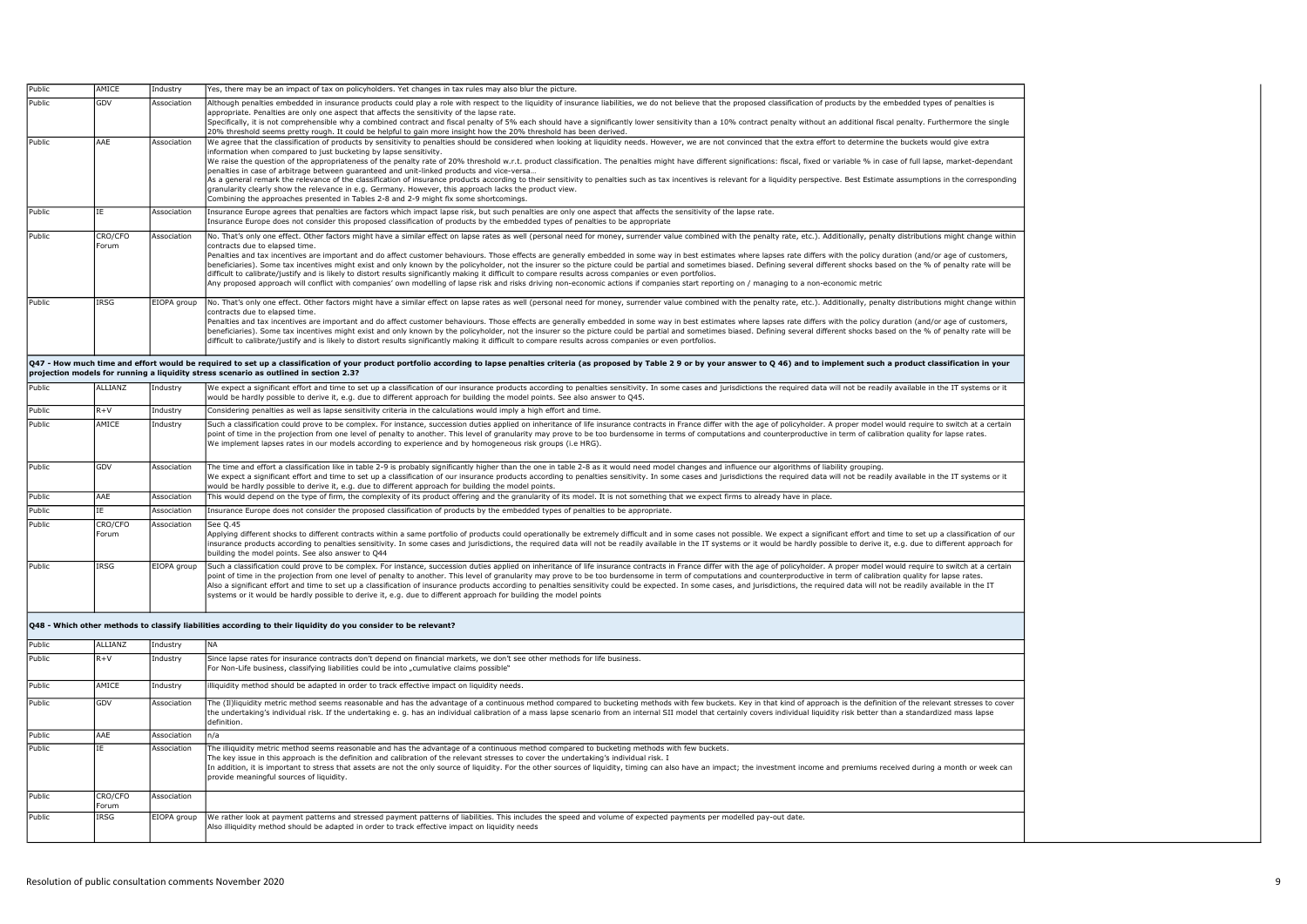| | | | |
|---|---|---|---|
| Public | AMICE | Industry | Yes, there may be an impact of tax on policyholders. Yet changes in tax rules may also blur the picture. |
| Public | GDV | Association | Although penalties embedded in insurance products could play a role with respect to the liquidity of insurance liabilities, we do not believe that the proposed classification of products by the embedded types of penalties is appropriate. Penalties are only one aspect that affects the sensitivity of the lapse rate.<br>Specifically, it is not comprehensible why a combined contract and fiscal penalty of 5% each should have a significantly lower sensitivity than a 10% contract penalty without an additional fiscal penalty. Furthermore the single 20% threshold seems pretty rough. It could be helpful to gain more insight how the 20% threshold has been derived. |
| Public | AAE | Association | We agree that the classification of products by sensitivity to penalties should be considered when looking at liquidity needs. However, we are not convinced that the extra effort to determine the buckets would give extra information when compared to just bucketing by lapse sensitivity.<br>We raise the question of the appropriateness of the penalty rate of 20% threshold w.r.t. product classification. The penalties might have different significations: fiscal, fixed or variable % in case of full lapse, market-dependant penalties in case of arbitrage between guaranteed and unit-linked products and vice-versa…<br>As a general remark the relevance of the classification of insurance products according to their sensitivity to penalties such as tax incentives is relevant for a liquidity perspective. Best Estimate assumptions in the corresponding granularity clearly show the relevance in e.g. Germany. However, this approach lacks the product view.<br>Combining the approaches presented in Tables 2-8 and 2-9 might fix some shortcomings. |
| Public | IE | Association | Insurance Europe agrees that penalties are factors which impact lapse risk, but such penalties are only one aspect that affects the sensitivity of the lapse rate.<br>Insurance Europe does not consider this proposed classification of products by the embedded types of penalties to be appropriate |
| Public | CRO/CFO Forum | Association | No. That's only one effect. Other factors might have a similar effect on lapse rates as well (personal need for money, surrender value combined with the penalty rate, etc.). Additionally, penalty distributions might change within contracts due to elapsed time.<br>Penalties and tax incentives are important and do affect customer behaviours. Those effects are generally embedded in some way in best estimates where lapses rate differs with the policy duration (and/or age of customers, beneficiaries). Some tax incentives might exist and only known by the policyholder, not the insurer so the picture could be partial and sometimes biased. Defining several different shocks based on the % of penalty rate will be difficult to calibrate/justify and is likely to distort results significantly making it difficult to compare results across companies or even portfolios.<br>Any proposed approach will conflict with companies' own modelling of lapse risk and risks driving non-economic actions if companies start reporting on / managing to a non-economic metric |
| Public | IRSG | EIOPA group | No. That's only one effect. Other factors might have a similar effect on lapse rates as well (personal need for money, surrender value combined with the penalty rate, etc.). Additionally, penalty distributions might change within contracts due to elapsed time.<br>Penalties and tax incentives are important and do affect customer behaviours. Those effects are generally embedded in some way in best estimates where lapses rate differs with the policy duration (and/or age of customers, beneficiaries). Some tax incentives might exist and only known by the policyholder, not the insurer so the picture could be partial and sometimes biased. Defining several different shocks based on the % of penalty rate will be difficult to calibrate/justify and is likely to distort results significantly making it difficult to compare results across companies or even portfolios. |
| **Q47 - How much time and effort would be required to set up a classification of your product portfolio according to lapse penalties criteria (as proposed by Table 2 9 or by your answer to Q 46) and to implement such a product classification in your projection models for running a liquidity stress scenario as outlined in section 2.3?** | | | |
| Public | ALLIANZ | Industry | We expect a significant effort and time to set up a classification of our insurance products according to penalties sensitivity. In some cases and jurisdictions the required data will not be readily available in the IT systems or it would be hardly possible to derive it, e.g. due to different approach for building the model points. See also answer to Q45. |
| Public | R+V | Industry | Considering penalties as well as lapse sensitivity criteria in the calculations would imply a high effort and time. |
| Public | AMICE | Industry | Such a classification could prove to be complex. For instance, succession duties applied on inheritance of life insurance contracts in France differ with the age of policyholder. A proper model would require to switch at a certain point of time in the projection from one level of penalty to another. This level of granularity may prove to be too burdensome in terms of computations and counterproductive in term of calibration quality for lapse rates.<br>We implement lapses rates in our models according to experience and by homogeneous risk groups (i.e HRG). |
| Public | GDV | Association | The time and effort a classification like in table 2-9 is probably significantly higher than the one in table 2-8 as it would need model changes and influence our algorithms of liability grouping.<br>We expect a significant effort and time to set up a classification of our insurance products according to penalties sensitivity. In some cases and jurisdictions the required data will not be readily available in the IT systems or it would be hardly possible to derive it, e.g. due to different approach for building the model points. |
| Public | AAE | Association | This would depend on the type of firm, the complexity of its product offering and the granularity of its model. It is not something that we expect firms to already have in place. |
| Public | IE | Association | Insurance Europe does not consider the proposed classification of products by the embedded types of penalties to be appropriate. |
| Public | CRO/CFO Forum | Association | See Q.45<br>Applying different shocks to different contracts within a same portfolio of products could operationally be extremely difficult and in some cases not possible. We expect a significant effort and time to set up a classification of our insurance products according to penalties sensitivity. In some cases and jurisdictions, the required data will not be readily available in the IT systems or it would be hardly possible to derive it, e.g. due to different approach for building the model points. See also answer to Q44 |
| Public | IRSG | EIOPA group | Such a classification could prove to be complex. For instance, succession duties applied on inheritance of life insurance contracts in France differ with the age of policyholder. A proper model would require to switch at a certain point of time in the projection from one level of penalty to another. This level of granularity may prove to be too burdensome in term of computations and counterproductive in term of calibration quality for lapse rates.<br>Also a significant effort and time to set up a classification of insurance products according to penalties sensitivity could be expected. In some cases, and jurisdictions, the required data will not be readily available in the IT systems or it would be hardly possible to derive it, e.g. due to different approach for building the model points |
| **Q48 - Which other methods to classify liabilities according to their liquidity do you consider to be relevant?** | | | |
| Public | ALLIANZ | Industry | NA |
| Public | R+V | Industry | Since lapse rates for insurance contracts don't depend on financial markets, we don't see other methods for life business.<br>For Non-Life business, classifying liabilities could be into „cumulative claims possible" |
| Public | AMICE | Industry | illiquidity method should be adapted in order to track effective impact on liquidity needs. |
| Public | GDV | Association | The (Il)liquidity metric method seems reasonable and has the advantage of a continuous method compared to bucketing methods with few buckets. Key in that kind of approach is the definition of the relevant stresses to cover the undertaking's individual risk. If the undertaking e. g. has an individual calibration of a mass lapse scenario from an internal SII model that certainly covers individual liquidity risk better than a standardized mass lapse definition. |
| Public | AAE | Association | n/a |
| Public | IE | Association | The illiquidity metric method seems reasonable and has the advantage of a continuous method compared to bucketing methods with few buckets.<br>The key issue in this approach is the definition and calibration of the relevant stresses to cover the undertaking's individual risk. I<br>In addition, it is important to stress that assets are not the only source of liquidity. For the other sources of liquidity, timing can also have an impact; the investment income and premiums received during a month or week can provide meaningful sources of liquidity. |
| Public | CRO/CFO Forum | Association | |
| Public | IRSG | EIOPA group | We rather look at payment patterns and stressed payment patterns of liabilities. This includes the speed and volume of expected payments per modelled pay-out date.<br>Also illiquidity method should be adapted in order to track effective impact on liquidity needs |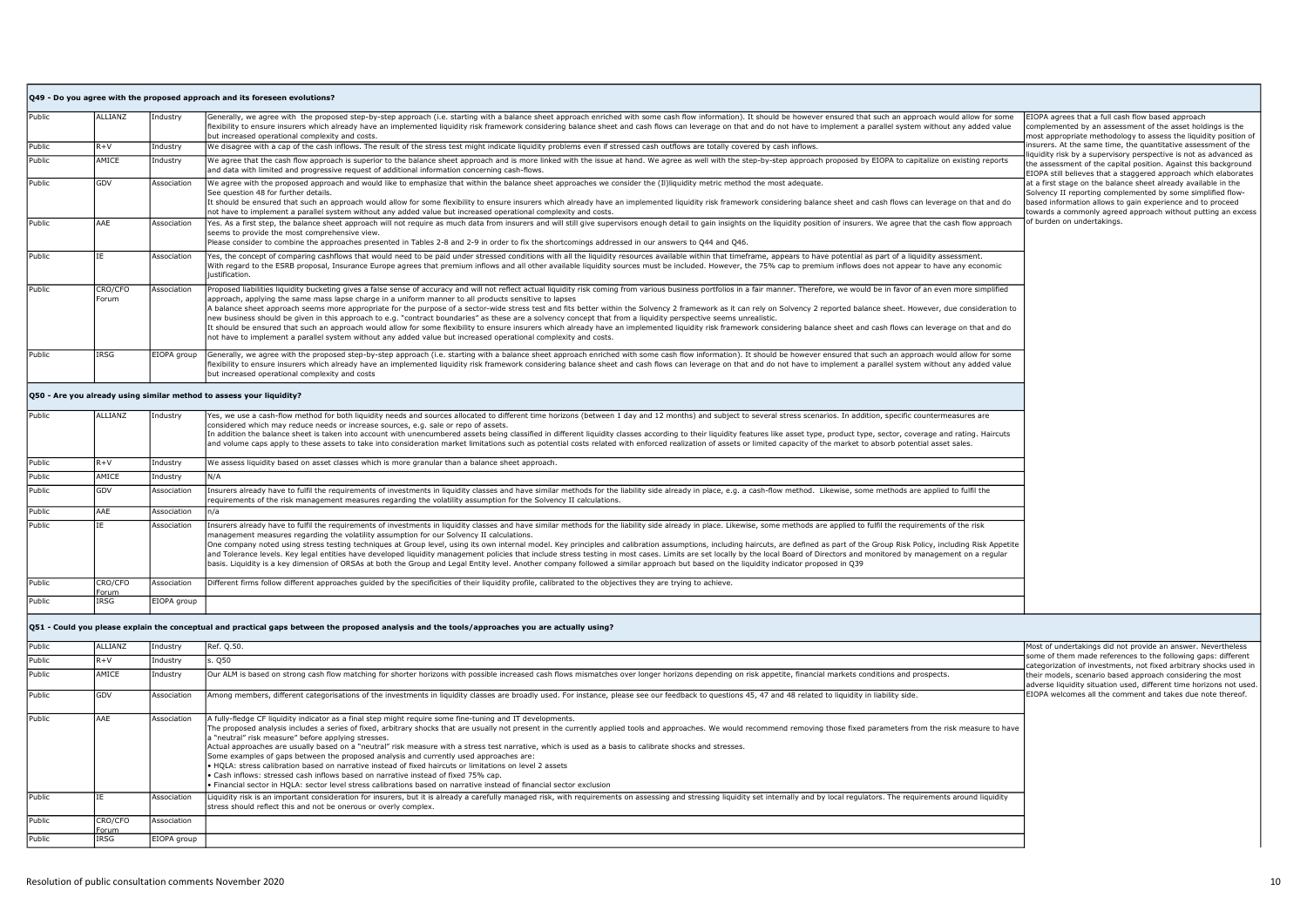**Q49 - Do you agree with the proposed approach and its foreseen evolutions?**

| | | | | |
|---|---|---|---|---|
| Public | ALLIANZ | Industry | Generally, we agree with the proposed step-by-step approach (i.e. starting with a balance sheet approach enriched with some cash flow information). It should be however ensured that such an approach would allow for some flexibility to ensure insurers which already have an implemented liquidity risk framework considering balance sheet and cash flows can leverage on that and do not have to implement a parallel system without any added value but increased operational complexity and costs. | EIOPA agrees that a full cash flow based approach complemented by an assessment of the asset holdings is the most appropriate methodology to assess the liquidity position of insurers. At the same time, the quantitative assessment of the liquidity risk by a supervisory perspective is not as advanced as the assessment of the capital position. Against this background EIOPA still believes that a staggered approach which elaborates at a first stage on the balance sheet already available in the Solvency II reporting complemented by some simplified flow-based information allows to gain experience and to proceed towards a commonly agreed approach without putting an excess of burden on undertakings. |
| Public | R+V | Industry | We disagree with a cap of the cash inflows. The result of the stress test might indicate liquidity problems even if stressed cash outflows are totally covered by cash inflows. | |
| Public | AMICE | Industry | We agree that the cash flow approach is superior to the balance sheet approach and is more linked with the issue at hand. We agree as well with the step-by-step approach proposed by EIOPA to capitalize on existing reports and data with limited and progressive request of additional information concerning cash-flows. | |
| Public | GDV | Association | We agree with the proposed approach and would like to emphasize that within the balance sheet approaches we consider the (Il)liquidity metric method the most adequate.<br>See question 48 for further details.<br>It should be ensured that such an approach would allow for some flexibility to ensure insurers which already have an implemented liquidity risk framework considering balance sheet and cash flows can leverage on that and do not have to implement a parallel system without any added value but increased operational complexity and costs. | |
| Public | AAE | Association | Yes. As a first step, the balance sheet approach will not require as much data from insurers and will still give supervisors enough detail to gain insights on the liquidity position of insurers. We agree that the cash flow approach seems to provide the most comprehensive view.<br>Please consider to combine the approaches presented in Tables 2-8 and 2-9 in order to fix the shortcomings addressed in our answers to Q44 and Q46. | |
| Public | IE | Association | Yes, the concept of comparing cashflows that would need to be paid under stressed conditions with all the liquidity resources available within that timeframe, appears to have potential as part of a liquidity assessment.<br>With regard to the ESRB proposal, Insurance Europe agrees that premium inflows and all other available liquidity sources must be included. However, the 75% cap to premium inflows does not appear to have any economic justification. | |
| Public | CRO/CFO Forum | Association | Proposed liabilities liquidity bucketing gives a false sense of accuracy and will not reflect actual liquidity risk coming from various business portfolios in a fair manner. Therefore, we would be in favor of an even more simplified approach, applying the same mass lapse charge in a uniform manner to all products sensitive to lapses<br>A balance sheet approach seems more appropriate for the purpose of a sector-wide stress test and fits better within the Solvency 2 framework as it can rely on Solvency 2 reported balance sheet. However, due consideration to new business should be given in this approach to e.g. "contract boundaries" as these are a solvency concept that from a liquidity perspective seems unrealistic.<br>It should be ensured that such an approach would allow for some flexibility to ensure insurers which already have an implemented liquidity risk framework considering balance sheet and cash flows can leverage on that and do not have to implement a parallel system without any added value but increased operational complexity and costs. | |
| Public | IRSG | EIOPA group | Generally, we agree with the proposed step-by-step approach (i.e. starting with a balance sheet approach enriched with some cash flow information). It should be however ensured that such an approach would allow for some flexibility to ensure insurers which already have an implemented liquidity risk framework considering balance sheet and cash flows can leverage on that and do not have to implement a parallel system without any added value but increased operational complexity and costs | |

**Q50 - Are you already using similar method to assess your liquidity?**

| | | | | |
|---|---|---|---|---|
| Public | ALLIANZ | Industry | Yes, we use a cash-flow method for both liquidity needs and sources allocated to different time horizons (between 1 day and 12 months) and subject to several stress scenarios. In addition, specific countermeasures are considered which may reduce needs or increase sources, e.g. sale or repo of assets.<br>In addition the balance sheet is taken into account with unencumbered assets being classified in different liquidity classes according to their liquidity features like asset type, product type, sector, coverage and rating. Haircuts and volume caps apply to these assets to take into consideration market limitations such as potential costs related with enforced realization of assets or limited capacity of the market to absorb potential asset sales. | |
| Public | R+V | Industry | We assess liquidity based on asset classes which is more granular than a balance sheet approach. | |
| Public | AMICE | Industry | N/A | |
| Public | GDV | Association | Insurers already have to fulfil the requirements of investments in liquidity classes and have similar methods for the liability side already in place, e.g. a cash-flow method. Likewise, some methods are applied to fulfil the requirements of the risk management measures regarding the volatility assumption for the Solvency II calculations. | |
| Public | AAE | Association | n/a | |
| Public | IE | Association | Insurers already have to fulfil the requirements of investments in liquidity classes and have similar methods for the liability side already in place. Likewise, some methods are applied to fulfil the requirements of the risk management measures regarding the volatility assumption for our Solvency II calculations.<br>One company noted using stress testing techniques at Group level, using its own internal model. Key principles and calibration assumptions, including haircuts, are defined as part of the Group Risk Policy, including Risk Appetite and Tolerance levels. Key legal entities have developed liquidity management policies that include stress testing in most cases. Limits are set locally by the local Board of Directors and monitored by management on a regular basis. Liquidity is a key dimension of ORSAs at both the Group and Legal Entity level. Another company followed a similar approach but based on the liquidity indicator proposed in Q39 | |
| Public | CRO/CFO Forum | Association | Different firms follow different approaches guided by the specificities of their liquidity profile, calibrated to the objectives they are trying to achieve. | |
| Public | IRSG | EIOPA group | | |

**Q51 - Could you please explain the conceptual and practical gaps between the proposed analysis and the tools/approaches you are actually using?**

| | | | | |
|---|---|---|---|---|
| Public | ALLIANZ | Industry | Ref. Q.50. | Most of undertakings did not provide an answer. Nevertheless some of them made references to the following gaps: different categorization of investments, not fixed arbitrary shocks used in their models, scenario based approach considering the most adverse liquidity situation used, different time horizons not used. EIOPA welcomes all the comment and takes due note thereof. |
| Public | R+V | Industry | s. Q50 | |
| Public | AMICE | Industry | Our ALM is based on strong cash flow matching for shorter horizons with possible increased cash flows mismatches over longer horizons depending on risk appetite, financial markets conditions and prospects. | |
| Public | GDV | Association | Among members, different categorisations of the investments in liquidity classes are broadly used. For instance, please see our feedback to questions 45, 47 and 48 related to liquidity in liability side. | |
| Public | AAE | Association | A fully-fledge CF liquidity indicator as a final step might require some fine-tuning and IT developments.<br>The proposed analysis includes a series of fixed, arbitrary shocks that are usually not present in the currently applied tools and approaches. We would recommend removing those fixed parameters from the risk measure to have a "neutral" risk measure" before applying stresses.<br>Actual approaches are usually based on a "neutral" risk measure with a stress test narrative, which is used as a basis to calibrate shocks and stresses.<br>Some examples of gaps between the proposed analysis and currently used approaches are:<br>• HQLA: stress calibration based on narrative instead of fixed haircuts or limitations on level 2 assets<br>• Cash inflows: stressed cash inflows based on narrative instead of fixed 75% cap.<br>• Financial sector in HQLA: sector level stress calibrations based on narrative instead of financial sector exclusion | |
| Public | IE | Association | Liquidity risk is an important consideration for insurers, but it is already a carefully managed risk, with requirements on assessing and stressing liquidity set internally and by local regulators. The requirements around liquidity stress should reflect this and not be onerous or overly complex. | |
| Public | CRO/CFO Forum | Association | | |
| Public | IRSG | EIOPA group | | |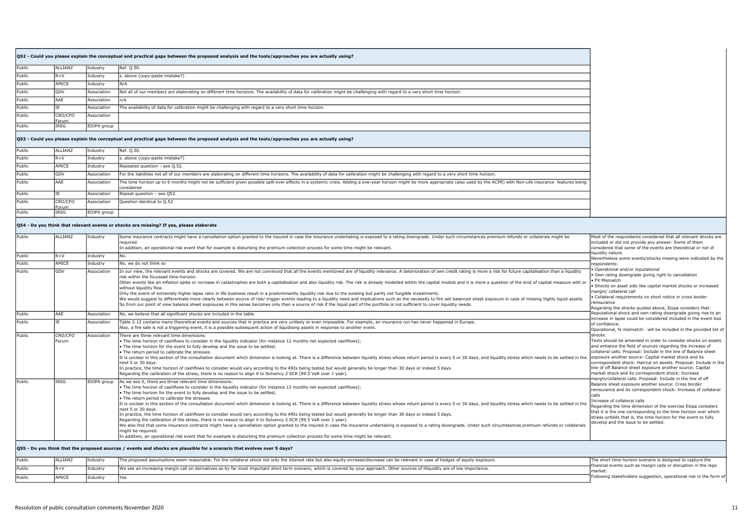**Q52 - Could you please explain the conceptual and practical gaps between the proposed analysis and the tools/approaches you are actually using?**

| | | | | |
|---|---|---|---|---|
| Public | ALLIANZ | Industry | Ref. Q.50. | |
| Public | R+V | Industry | s. above (copy-paste mistake?) | |
| Public | AMICE | Industry | N/A | |
| Public | GDV | Association | Not all of our members are elaborating on different time horizons. The availability of data for calibration might be challenging with regard to a very short time horizon. | |
| Public | AAE | Association | n/a | |
| Public | IE | Association | The availability of data for calibration might be challenging with regard to a very short time horizon. | |
| Public | CRO/CFO Forum | Association | | |
| Public | IRSG | EIOPA group | | |

**Q53 - Could you please explain the conceptual and practical gaps between the proposed analysis and the tools/approaches you are actually using?**

| | | | | |
|---|---|---|---|---|
| Public | ALLIANZ | Industry | Ref. Q.50. | |
| Public | R+V | Industry | s. above (copy-paste mistake?) | |
| Public | AMICE | Industry | Repeated question – see Q.52. | |
| Public | GDV | Association | For the liabilities not all of our members are elaborating on different time horizons. The availability of data for calibration might be challenging with regard to a very short time horizon. | |
| Public | AAE | Association | The time horizon up to 6 months might not be sufficient given possible spill-over effects in a systemic crisis. Adding a one-year horizon might be more appropriate (also used by the ACPR) with Non-Life insurance features being considered | |
| Public | IE | Association | Repeat question – see Q52. | |
| Public | CRO/CFO Forum | Association | Question identical to Q.52 | |
| Public | IRSG | EIOPA group | | |

**Q54 - Do you think that relevant events or shocks are missing? If yes, please elaborate**

| | | | | |
|---|---|---|---|---|
| Public | ALLIANZ | Industry | Some insurance contracts might have a cancellation option granted to the insured in case the insurance undertaking is exposed to a rating downgrade. Under such circumstances premium refunds or collaterals might be required.<br>In addition, an operational risk event that for example is disturbing the premium collection process for some time might be relevant. | Most of the respondents considered that all relevant shocks are included or did not provide any answer. Some of them considered that some of the events are theoretical or not of liquidity nature.<br>Nevertheless some events/shocks missing were indicated by the respondents:<br>• Operational and/or reputational<br>• Own rating downgrade giving right to cancellation<br>• FX Mismatch<br>• Shocks on asset side like capital market shocks or increased margin/ collateral call<br>• Collateral requirements on short notice in cross border reinsurance<br>Regarding the shocks quoted above, Eiopa considers that:<br>Reputational shock and own rating downgrade giving rise to an increase in lapse could be considered included in the event loss of confidence.<br>Operational, fx mismatch: will be included in the provided list of shocks<br>Texts should be amended in order to consider shocks on assets and enhance the field of sources regarding the increase of collateral calls. Proposal: Include in the line of Balance sheet exposure another source: Capital market shock and its correspondent shock: Haircut on assets. Proposal: Include in the line of off Balance sheet exposure another source: Capital market shock and its correspondent shock: Increase margin/collateral calls. Proposal: Include in the line of off Balance sheet exposure another source: Cross border reinsurance and its correspondent shock: Increase of collateral calls<br>Increase of collateral calls<br>Regarding the time dimension of the exercise Eiopa considers that it is the one corresponding to the time horizon over which stress unfolds that is, the time horizon for the event to fully develop and the issue to be settled. |
| Public | R+V | Industry | No. | |
| Public | AMICE | Industry | No, we do not think so | |
| Public | GDV | Association | In our view, the relevant events and shocks are covered. We are not convinced that all the events mentioned are of liquidity relevance. A deterioration of own credit rating is more a risk for future capitalisation than a liquidity risk within the focussed time-horizon.<br>Other events like an inflation spike or increase in catastrophes are both a capitalisation and also liquidity risk. The risk is already modelled within the capital models and it is more a question of the kind of capital measure with or without liquidity flow.<br>Only the event of extremely higher lapse ratio in life business result in a predominantly liquidity risk due to the existing but partly not fungible investments.<br>We would suggest to differentiate more clearly between source of risk/ trigger events leading to a liquidity need and implications such as the necessity to fire sell balanced sheet exposure in case of missing highly liquid assets.<br>So from our point of view balance sheet exposures in this sense becomes only then a source of risk if the liquid part of the portfolio is not sufficient to cover liquidity needs. | |
| Public | AAE | Association | No, we believe that all significant shocks are included in the table. | |
| Public | IE | Association | Table 2-12 contains many theoretical events and sources that in practice are very unlikely or even impossible. For example, an insurance run has never happened in Europe.<br>Also, a fire sale is not a triggering event, it is a possible subsequent action of liquidising assets in response to another event. | |
| Public | CRO/CFO Forum | Association | There are three relevant time dimensions:<br>• The time horizon of cashflows to consider in the liquidity indicator (for instance 12 months net expected cashflows);<br>• The time horizon for the event to fully develop and the issue to be settled;<br>• The return period to calibrate the stresses.<br>It is unclear in this section of the consultation document which dimension is looking at. There is a difference between liquidity stress whose return period is every 5 or 30 days, and liquidity stress which needs to be settled in the next 5 or 30 days.<br>In practice, the time horizon of cashflows to consider would vary according to the KRIs being tested but would generally be longer than 30 days or indeed 5 days.<br>Regarding the calibration of the stress, there is no reason to align it to Solvency 2 SCR (99.5 VaR over 1 year). | |
| Public | IRSG | EIOPA group | As we see it, there are three relevant time dimensions:<br>• The time horizon of cashflows to consider in the liquidity indicator (for instance 12 months net expected cashflows);<br>• The time horizon for the event to fully develop and the issue to be settled;<br>• The return period to calibrate the stresses.<br>It is unclear in this section of the consultation document which dimension is looking at. There is a difference between liquidity stress whose return period is every 5 or 30 days, and liquidity stress which needs to be settled in the next 5 or 30 days.<br>In practice, the time horizon of cashflows to consider would vary according to the KRIs being tested but would generally be longer than 30 days or indeed 5 days.<br>Regarding the calibration of the stress, there is no reason to align it to Solvency 2 SCR (99.5 VaR over 1 year).<br>We also find that some insurance contracts might have a cancellation option granted to the insured in case the insurance undertaking is exposed to a rating downgrade. Under such circumstances premium refunds or collaterals might be required.<br>In addition, an operational risk event that for example is disturbing the premium collection process for some time might be relevant. | |

**Q55 - Do you think that the proposed sources / events and shocks are plausible for a scenario that evolves over 5 days?**

| | | | | |
|---|---|---|---|---|
| Public | ALLIANZ | Industry | The proposed assumptions seem reasonable. For the collateral shock not only the interest rate but also equity increase/decrease can be relevant in case of hedges of equity exposure. | The short time horizon scenario is designed to capture the financial events such as margin calls or disruption in the repo market.<br>Following stakeholders suggestion, operational risk in the form of |
| Public | R+V | Industry | We see an increasing margin call on derivatives as by far most important short term scenario, which is covered by your approach. Other sources of illiquidity are of low importance. | |
| Public | AMICE | Industry | Yes | |

Resolution of public consultation comments November 2020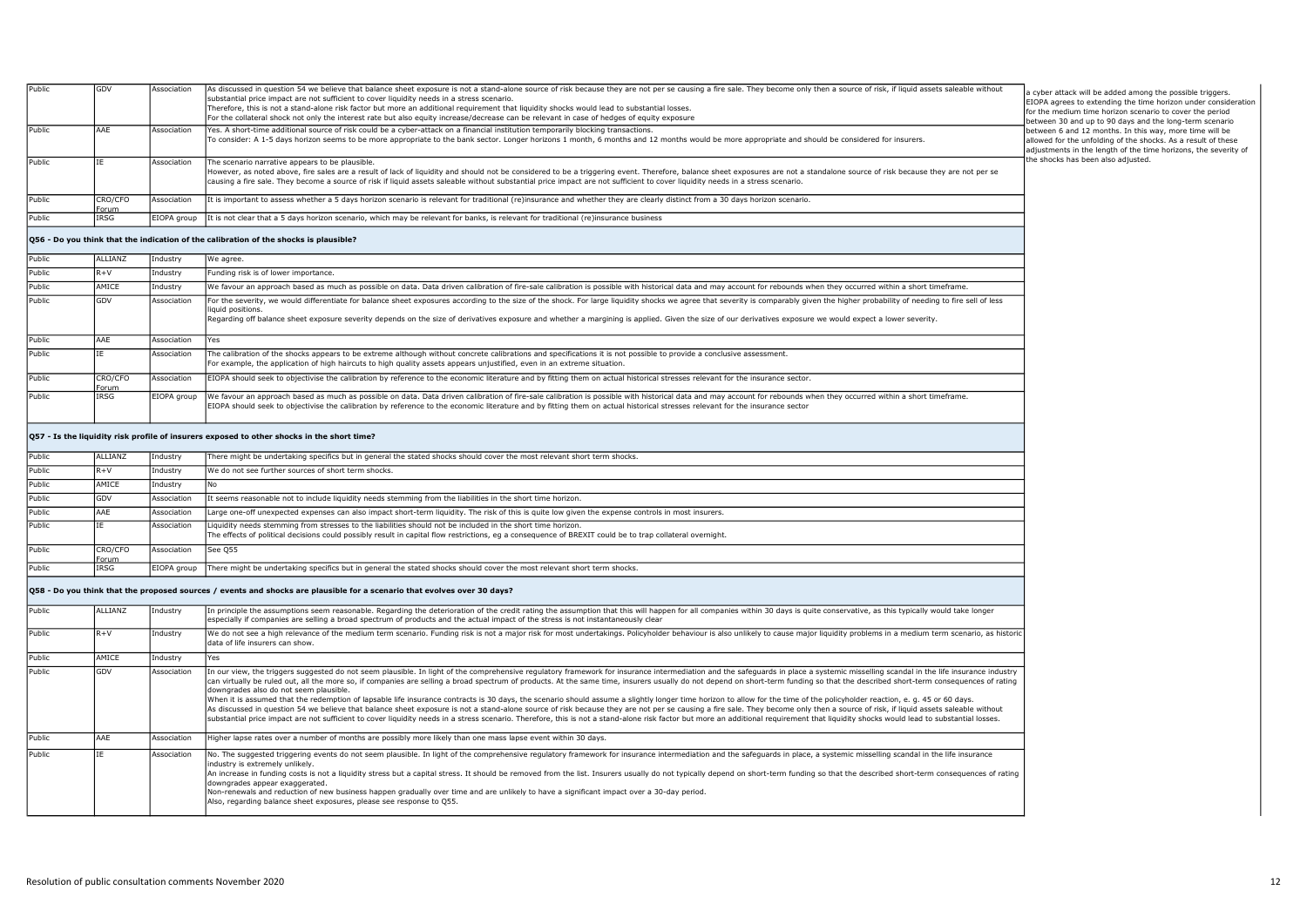| | | | | |
|---|---|---|---|---|
| Public | GDV | Association | As discussed in question 54 we believe that balance sheet exposure is not a stand-alone source of risk because they are not per se causing a fire sale. They become only then a source of risk, if liquid assets saleable without substantial price impact are not sufficient to cover liquidity needs in a stress scenario.<br>Therefore, this is not a stand-alone risk factor but more an additional requirement that liquidity shocks would lead to substantial losses.<br>For the collateral shock not only the interest rate but also equity increase/decrease can be relevant in case of hedges of equity exposure | a cyber attack will be added among the possible triggers. EIOPA agrees to extending the time horizon under consideration for the medium time horizon scenario to cover the period between 30 and up to 90 days and the long-term scenario between 6 and 12 months. In this way, more time will be allowed for the unfolding of the shocks. As a result of these adjustments in the length of the time horizons, the severity of the shocks has been also adjusted. |
| Public | AAE | Association | Yes. A short-time additional source of risk could be a cyber-attack on a financial institution temporarily blocking transactions.<br>To consider: A 1-5 days horizon seems to be more appropriate to the bank sector. Longer horizons 1 month, 6 months and 12 months would be more appropriate and should be considered for insurers. | |
| Public | IE | Association | The scenario narrative appears to be plausible.<br>However, as noted above, fire sales are a result of lack of liquidity and should not be considered to be a triggering event. Therefore, balance sheet exposures are not a standalone source of risk because they are not per se causing a fire sale. They become a source of risk if liquid assets saleable without substantial price impact are not sufficient to cover liquidity needs in a stress scenario. | |
| Public | CRO/CFO Forum | Association | It is important to assess whether a 5 days horizon scenario is relevant for traditional (re)insurance and whether they are clearly distinct from a 30 days horizon scenario. | |
| Public | IRSG | EIOPA group | It is not clear that a 5 days horizon scenario, which may be relevant for banks, is relevant for traditional (re)insurance business | |
| **Q56 - Do you think that the indication of the calibration of the shocks is plausible?** | | | | |
| Public | ALLIANZ | Industry | We agree. | |
| Public | R+V | Industry | Funding risk is of lower importance. | |
| Public | AMICE | Industry | We favour an approach based as much as possible on data. Data driven calibration of fire-sale calibration is possible with historical data and may account for rebounds when they occurred within a short timeframe. | |
| Public | GDV | Association | For the severity, we would differentiate for balance sheet exposures according to the size of the shock. For large liquidity shocks we agree that severity is comparably given the higher probability of needing to fire sell of less liquid positions.<br>Regarding off balance sheet exposure severity depends on the size of derivatives exposure and whether a margining is applied. Given the size of our derivatives exposure we would expect a lower severity. | |
| Public | AAE | Association | Yes | |
| Public | IE | Association | The calibration of the shocks appears to be extreme although without concrete calibrations and specifications it is not possible to provide a conclusive assessment.<br>For example, the application of high haircuts to high quality assets appears unjustified, even in an extreme situation. | |
| Public | CRO/CFO Forum | Association | EIOPA should seek to objectivise the calibration by reference to the economic literature and by fitting them on actual historical stresses relevant for the insurance sector. | |
| Public | IRSG | EIOPA group | We favour an approach based as much as possible on data. Data driven calibration of fire-sale calibration is possible with historical data and may account for rebounds when they occurred within a short timeframe.<br>EIOPA should seek to objectivise the calibration by reference to the economic literature and by fitting them on actual historical stresses relevant for the insurance sector | |
| **Q57 - Is the liquidity risk profile of insurers exposed to other shocks in the short time?** | | | | |
| Public | ALLIANZ | Industry | There might be undertaking specifics but in general the stated shocks should cover the most relevant short term shocks. | |
| Public | R+V | Industry | We do not see further sources of short term shocks. | |
| Public | AMICE | Industry | No | |
| Public | GDV | Association | It seems reasonable not to include liquidity needs stemming from the liabilities in the short time horizon. | |
| Public | AAE | Association | Large one-off unexpected expenses can also impact short-term liquidity. The risk of this is quite low given the expense controls in most insurers. | |
| Public | IE | Association | Liquidity needs stemming from stresses to the liabilities should not be included in the short time horizon.<br>The effects of political decisions could possibly result in capital flow restrictions, eg a consequence of BREXIT could be to trap collateral overnight. | |
| Public | CRO/CFO Forum | Association | See Q55 | |
| Public | IRSG | EIOPA group | There might be undertaking specifics but in general the stated shocks should cover the most relevant short term shocks. | |
| **Q58 - Do you think that the proposed sources / events and shocks are plausible for a scenario that evolves over 30 days?** | | | | |
| Public | ALLIANZ | Industry | In principle the assumptions seem reasonable. Regarding the deterioration of the credit rating the assumption that this will happen for all companies within 30 days is quite conservative, as this typically would take longer especially if companies are selling a broad spectrum of products and the actual impact of the stress is not instantaneously clear | |
| Public | R+V | Industry | We do not see a high relevance of the medium term scenario. Funding risk is not a major risk for most undertakings. Policyholder behaviour is also unlikely to cause major liquidity problems in a medium term scenario, as historic data of life insurers can show. | |
| Public | AMICE | Industry | Yes | |
| Public | GDV | Association | In our view, the triggers suggested do not seem plausible. In light of the comprehensive regulatory framework for insurance intermediation and the safeguards in place a systemic misselling scandal in the life insurance industry can virtually be ruled out, all the more so, if companies are selling a broad spectrum of products. At the same time, insurers usually do not depend on short-term funding so that the described short-term consequences of rating downgrades also do not seem plausible.<br>When it is assumed that the redemption of lapsable life insurance contracts is 30 days, the scenario should assume a slightly longer time horizon to allow for the time of the policyholder reaction, e. g. 45 or 60 days.<br>As discussed in question 54 we believe that balance sheet exposure is not a stand-alone source of risk because they are not per se causing a fire sale. They become only then a source of risk, if liquid assets saleable without substantial price impact are not sufficient to cover liquidity needs in a stress scenario. Therefore, this is not a stand-alone risk factor but more an additional requirement that liquidity shocks would lead to substantial losses. | |
| Public | AAE | Association | Higher lapse rates over a number of months are possibly more likely than one mass lapse event within 30 days. | |
| Public | IE | Association | No. The suggested triggering events do not seem plausible. In light of the comprehensive regulatory framework for insurance intermediation and the safeguards in place, a systemic misselling scandal in the life insurance industry is extremely unlikely.<br>An increase in funding costs is not a liquidity stress but a capital stress. It should be removed from the list. Insurers usually do not typically depend on short-term funding so that the described short-term consequences of rating downgrades appear exaggerated.<br>Non-renewals and reduction of new business happen gradually over time and are unlikely to have a significant impact over a 30-day period.<br>Also, regarding balance sheet exposures, please see response to Q55. | |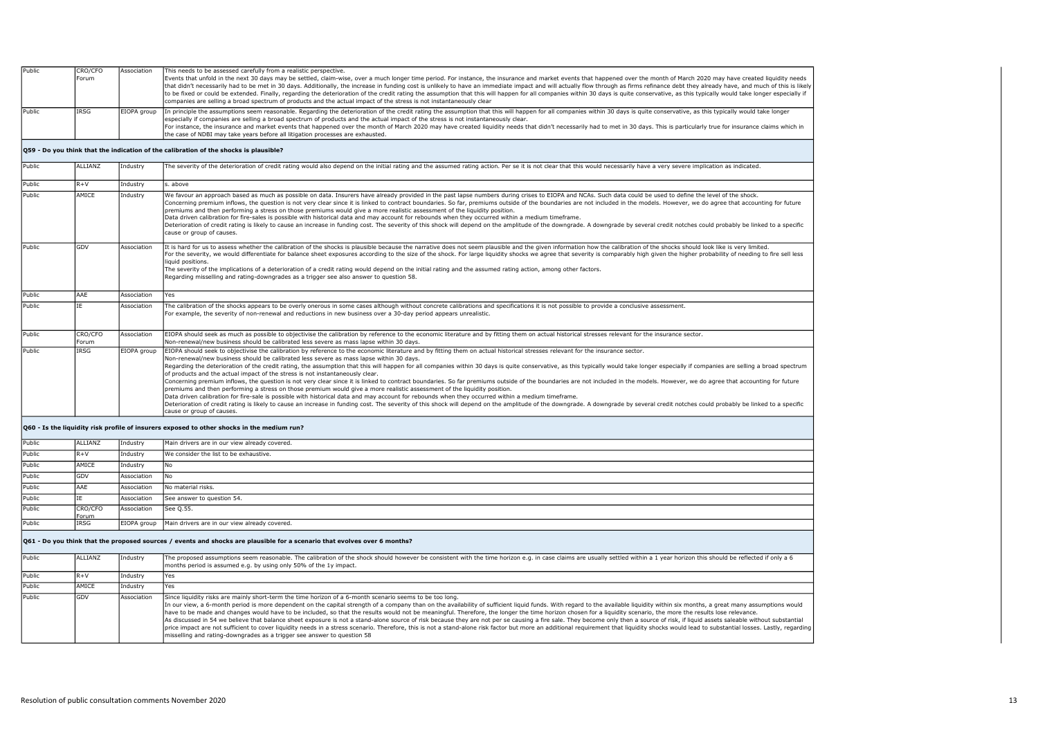| | | | |
|---|---|---|---|
| Public | CRO/CFO Forum | Association | This needs to be assessed carefully from a realistic perspective.<br>Events that unfold in the next 30 days may be settled, claim-wise, over a much longer time period. For instance, the insurance and market events that happened over the month of March 2020 may have created liquidity needs that didn't necessarily had to be met in 30 days. Additionally, the increase in funding cost is unlikely to have an immediate impact and will actually flow through as firms refinance debt they already have, and much of this is likely to be fixed or could be extended. Finally, regarding the deterioration of the credit rating the assumption that this will happen for all companies within 30 days is quite conservative, as this typically would take longer especially if companies are selling a broad spectrum of products and the actual impact of the stress is not instantaneously clear |
| Public | IRSG | EIOPA group | In principle the assumptions seem reasonable. Regarding the deterioration of the credit rating the assumption that this will happen for all companies within 30 days is quite conservative, as this typically would take longer especially if companies are selling a broad spectrum of products and the actual impact of the stress is not instantaneously clear.<br>For instance, the insurance and market events that happened over the month of March 2020 may have created liquidity needs that didn't necessarily had to met in 30 days. This is particularly true for insurance claims which in the case of NDBI may take years before all litigation processes are exhausted. |

**Q59 - Do you think that the indication of the calibration of the shocks is plausible?**

| | | | |
|---|---|---|---|
| Public | ALLIANZ | Industry | The severity of the deterioration of credit rating would also depend on the initial rating and the assumed rating action. Per se it is not clear that this would necessarily have a very severe implication as indicated. |
| Public | R+V | Industry | s. above |
| Public | AMICE | Industry | We favour an approach based as much as possible on data. Insurers have already provided in the past lapse numbers during crises to EIOPA and NCAs. Such data could be used to define the level of the shock.<br>Concerning premium inflows, the question is not very clear since it is linked to contract boundaries. So far, premiums outside of the boundaries are not included in the models. However, we do agree that accounting for future premiums and then performing a stress on those premiums would give a more realistic assessment of the liquidity position.<br>Data driven calibration for fire-sales is possible with historical data and may account for rebounds when they occurred within a medium timeframe.<br>Deterioration of credit rating is likely to cause an increase in funding cost. The severity of this shock will depend on the amplitude of the downgrade. A downgrade by several credit notches could probably be linked to a specific cause or group of causes. |
| Public | GDV | Association | It is hard for us to assess whether the calibration of the shocks is plausible because the narrative does not seem plausible and the given information how the calibration of the shocks should look like is very limited.<br>For the severity, we would differentiate for balance sheet exposures according to the size of the shock. For large liquidity shocks we agree that severity is comparably high given the higher probability of needing to fire sell less liquid positions.<br>The severity of the implications of a deterioration of a credit rating would depend on the initial rating and the assumed rating action, among other factors.<br>Regarding misselling and rating-downgrades as a trigger see also answer to question 58. |
| Public | AAE | Association | Yes |
| Public | IE | Association | The calibration of the shocks appears to be overly onerous in some cases although without concrete calibrations and specifications it is not possible to provide a conclusive assessment.<br>For example, the severity of non-renewal and reductions in new business over a 30-day period appears unrealistic. |
| Public | CRO/CFO Forum | Association | EIOPA should seek as much as possible to objectivise the calibration by reference to the economic literature and by fitting them on actual historical stresses relevant for the insurance sector.<br>Non-renewal/new business should be calibrated less severe as mass lapse within 30 days. |
| Public | IRSG | EIOPA group | EIOPA should seek to objectivise the calibration by reference to the economic literature and by fitting them on actual historical stresses relevant for the insurance sector.<br>Non-renewal/new business should be calibrated less severe as mass lapse within 30 days.<br>Regarding the deterioration of the credit rating, the assumption that this will happen for all companies within 30 days is quite conservative, as this typically would take longer especially if companies are selling a broad spectrum of products and the actual impact of the stress is not instantaneously clear.<br>Concerning premium inflows, the question is not very clear since it is linked to contract boundaries. So far premiums outside of the boundaries are not included in the models. However, we do agree that accounting for future premiums and then performing a stress on those premium would give a more realistic assessment of the liquidity position.<br>Data driven calibration for fire-sale is possible with historical data and may account for rebounds when they occurred within a medium timeframe.<br>Deterioration of credit rating is likely to cause an increase in funding cost. The severity of this shock will depend on the amplitude of the downgrade. A downgrade by several credit notches could probably be linked to a specific cause or group of causes. |

**Q60 - Is the liquidity risk profile of insurers exposed to other shocks in the medium run?**

| | | | |
|---|---|---|---|
| Public | ALLIANZ | Industry | Main drivers are in our view already covered. |
| Public | R+V | Industry | We consider the list to be exhaustive. |
| Public | AMICE | Industry | No |
| Public | GDV | Association | No |
| Public | AAE | Association | No material risks. |
| Public | IE | Association | See answer to question 54. |
| Public | CRO/CFO Forum | Association | See Q.55. |
| Public | IRSG | EIOPA group | Main drivers are in our view already covered. |

**Q61 - Do you think that the proposed sources / events and shocks are plausible for a scenario that evolves over 6 months?**

| | | | |
|---|---|---|---|
| Public | ALLIANZ | Industry | The proposed assumptions seem reasonable. The calibration of the shock should however be consistent with the time horizon e.g. in case claims are usually settled within a 1 year horizon this should be reflected if only a 6 months period is assumed e.g. by using only 50% of the 1y impact. |
| Public | R+V | Industry | Yes |
| Public | AMICE | Industry | Yes |
| Public | GDV | Association | Since liquidity risks are mainly short-term the time horizon of a 6-month scenario seems to be too long.<br>In our view, a 6-month period is more dependent on the capital strength of a company than on the availability of sufficient liquid funds. With regard to the available liquidity within six months, a great many assumptions would have to be made and changes would have to be included, so that the results would not be meaningful. Therefore, the longer the time horizon chosen for a liquidity scenario, the more the results lose relevance.<br>As discussed in 54 we believe that balance sheet exposure is not a stand-alone source of risk because they are not per se causing a fire sale. They become only then a source of risk, if liquid assets saleable without substantial price impact are not sufficient to cover liquidity needs in a stress scenario. Therefore, this is not a stand-alone risk factor but more an additional requirement that liquidity shocks would lead to substantial losses. Lastly, regarding misselling and rating-downgrades as a trigger see answer to question 58 |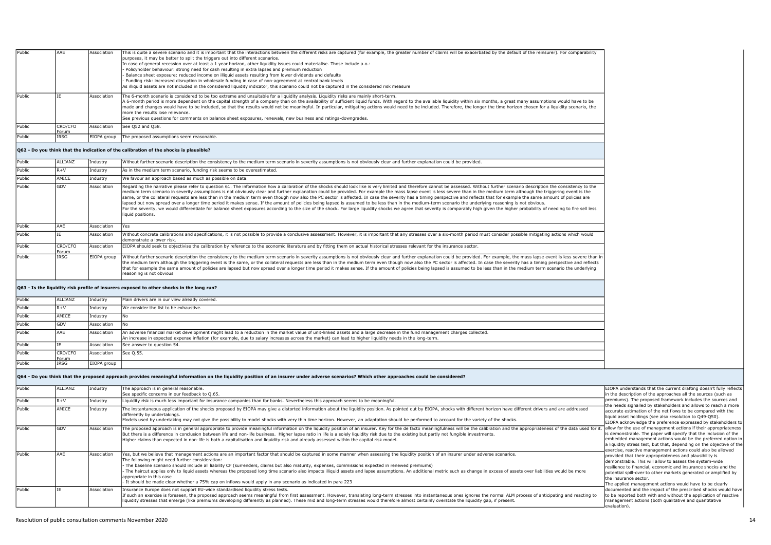| | | | | |
|---|---|---|---|---|
| Public | AAE | Association | This is quite a severe scenario and it is important that the interactions between the different risks are captured (for example, the greater number of claims will be exacerbated by the default of the reinsurer). For comparability purposes, it may be better to split the triggers out into different scenarios.<br>In case of general recession over at least a 1 year horizon, other liquidity issues could materialise. Those include a.o.:<br>- Policyholder behaviour: strong need for cash resulting in extra lapses and premium reduction<br>- Balance sheet exposure: reduced income on illiquid assets resulting from lower dividends and defaults<br>- Funding risk: increased disruption in wholesale funding in case of non-agreement at central bank levels<br>As illiquid assets are not included in the considered liquidity indicator, this scenario could not be captured in the considered risk measure | |
| Public | IE | Association | The 6-month scenario is considered to be too extreme and unsuitable for a liquidity analysis. Liquidity risks are mainly short-term.<br>A 6-month period is more dependent on the capital strength of a company than on the availability of sufficient liquid funds. With regard to the available liquidity within six months, a great many assumptions would have to be made and changes would have to be included, so that the results would not be meaningful. In particular, mitigating actions would need to be included. Therefore, the longer the time horizon chosen for a liquidity scenario, the more the results lose relevance.<br>See previous questions for comments on balance sheet exposures, renewals, new business and ratings-downgrades. | |
| Public | CRO/CFO Forum | Association | See Q52 and Q58. | |
| Public | IRSG | EIOPA group | The proposed assumptions seem reasonable. | |
| **Q62 - Do you think that the indication of the calibration of the shocks is plausible?** | | | | |
| Public | ALLIANZ | Industry | Without further scenario description the consistency to the medium term scenario in severity assumptions is not obviously clear and further explanation could be provided. | |
| Public | R+V | Industry | As in the medium term scenario, funding risk seems to be overestimated. | |
| Public | AMICE | Industry | We favour an approach based as much as possible on data. | |
| Public | GDV | Association | Regarding the narrative please refer to question 61. The information how a calibration of the shocks should look like is very limited and therefore cannot be assessed. Without further scenario description the consistency to the medium term scenario in severity assumptions is not obviously clear and further explanation could be provided. For example the mass lapse event is less severe than in the medium term although the triggering event is the same, or the collateral requests are less than in the medium term even though now also the PC sector is affected. In case the severity has a timing perspective and reflects that for example the same amount of policies are lapsed but now spread over a longer time period it makes sense. If the amount of policies being lapsed is assumed to be less than in the medium-term scenario the underlying reasoning is not obvious.<br>For the severity, we would differentiate for balance sheet exposures according to the size of the shock. For large liquidity shocks we agree that severity is comparably high given the higher probability of needing to fire sell less liquid positions. | |
| Public | AAE | Association | Yes | |
| Public | IE | Association | Without concrete calibrations and specifications, it is not possible to provide a conclusive assessment. However, it is important that any stresses over a six-month period must consider possible mitigating actions which would demonstrate a lower risk. | |
| Public | CRO/CFO Forum | Association | EIOPA should seek to objectivise the calibration by reference to the economic literature and by fitting them on actual historical stresses relevant for the insurance sector. | |
| Public | IRSG | EIOPA group | Without further scenario description the consistency to the medium term scenario in severity assumptions is not obviously clear and further explanation could be provided. For example, the mass lapse event is less severe than in the medium term although the triggering event is the same, or the collateral requests are less than in the medium term even though now also the PC sector is affected. In case the severity has a timing perspective and reflects that for example the same amount of policies are lapsed but now spread over a longer time period it makes sense. If the amount of policies being lapsed is assumed to be less than in the medium term scenario the underlying reasoning is not obvious | |
| **Q63 - Is the liquidity risk profile of insurers exposed to other shocks in the long run?** | | | | |
| Public | ALLIANZ | Industry | Main drivers are in our view already covered. | |
| Public | R+V | Industry | We consider the list to be exhaustive. | |
| Public | AMICE | Industry | No | |
| Public | GDV | Association | No | |
| Public | AAE | Association | An adverse financial market development might lead to a reduction in the market value of unit-linked assets and a large decrease in the fund management charges collected.<br>An increase in expected expense inflation (for example, due to salary increases across the market) can lead to higher liquidity needs in the long-term. | |
| Public | IE | Association | See answer to question 54. | |
| Public | CRO/CFO Forum | Association | See Q.55. | |
| Public | IRSG | EIOPA group | | |
| **Q64 - Do you think that the proposed approach provides meaningful information on the liquidity position of an insurer under adverse scenarios? Which other approaches could be considered?** | | | | |
| Public | ALLIANZ | Industry | The approach is in general reasonable.<br>See specific concerns in our feedback to Q.65. | EIOPA understands that the current drafting doesn't fully reflects in the description of the approaches all the sources (such as premiums). The proposed framework includes the sources and the needs signalled by stakeholders and allows to reach a more accurate estimation of the net flows to be compared with the liquid asset holdings (see also resolution to Q49-Q50).<br>EIOPA acknowledge the preference expressed by stakeholders to allow for the use of management actions if their appropriateness is demonstrable. The paper will specify that the inclusion of the embedded management actions would be the preferred option in a liquidity stress test, but that, depending on the objective of the exercise, reactive management actions could also be allowed provided that their appropriateness and plausibility is demonstrable. This will allow to assess the system-wide resilience to financial, economic and insurance shocks and the potential spill-over to other markets generated or amplified by the insurance sector.<br>The applied management actions would have to be clearly documented and the impact of the prescribed shocks would have to be reported both with and without the application of reactive management actions (both qualitative and quantitative evaluation). |
| Public | R+V | Industry | Liquidity risk is much less important for insurance companies than for banks. Nevertheless this approach seems to be meaningful. | |
| Public | AMICE | Industry | The instantaneous application of the shocks proposed by EIOPA may give a distorted information about the liquidity position. As pointed out by EIOPA, shocks with different horizon have different drivers and are addressed differently by undertakings.<br>Models used by undertaking may not give the possibility to model shocks with very thin time horizon. However, an adaptation should be performed to account for the variety of the shocks. | |
| Public | GDV | Association | The proposed approach is in general appropriate to provide meaningful information on the liquidity position of an insurer. Key for the de facto meaningfulness will be the calibration and the appropriateness of the data used for it.<br>But there is a difference in conclusion between life and non-life business. Higher lapse ratio in life is a solely liquidity risk due to the existing but partly not fungible investments.<br>Higher claims than expected in non-life is both a capitalisation and liquidity risk and already assessed within the capital risk model. | |
| Public | AAE | Association | Yes, but we believe that management actions are an important factor that should be captured in some manner when assessing the liquidity position of an insurer under adverse scenarios.<br>The following might need further consideration:<br>- The baseline scenario should include all liability CF (surrenders, claims but also maturity, expenses, commissions expected in renewed premiums)<br>- The haircut applies only to liquid assets whereas the proposed long time scenario also impacts illiquid assets and lapse assumptions. An additional metric such as change in excess of assets over liabilities would be more appropriate in this case<br>- It should be made clear whether a 75% cap on inflows would apply in any scenario as indicated in para 223 | |
| Public | IE | Association | Insurance Europe does not support EU-wide standardised liquidity stress tests.<br>If such an exercise is foreseen, the proposed approach seems meaningful from first assessment. However, translating long-term stresses into instantaneous ones ignores the normal ALM process of anticipating and reacting to liquidity stresses that emerge (like premiums developing differently as planned). These mid and long-term stresses would therefore almost certainly overstate the liquidity gap, if present. | |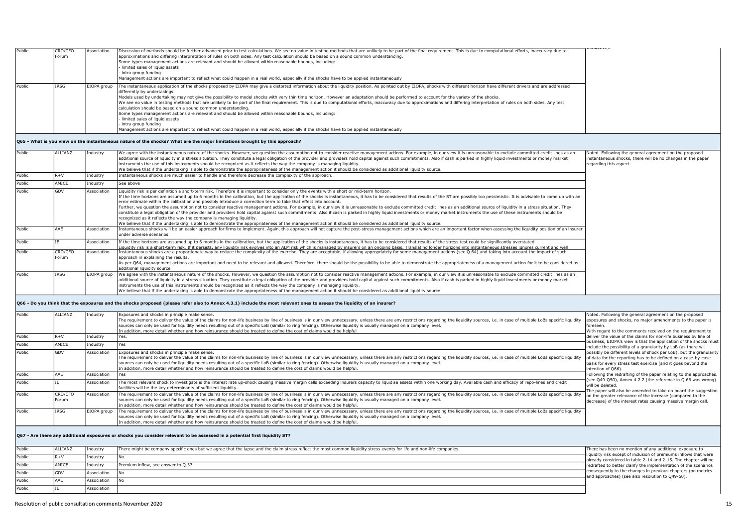| Public | CRO/CFO Forum | Association | Discussion of methods should be further advanced prior to test calculations. We see no value in testing methods that are unlikely to be part of the final requirement. This is due to computational efforts, inaccuracy due to approximations and differing interpretation of rules on both sides. Any test calculation should be based on a sound common understanding.<br>Some types management actions are relevant and should be allowed within reasonable bounds, including:<br>- limited sales of liquid assets<br>- intra group funding<br>Management actions are important to reflect what could happen in a real world, especially if the shocks have to be applied instantaneously | |
|---|---|---|---|---|
| Public | IRSG | EIOPA group | The instantaneous application of the shocks proposed by EIOPA may give a distorted information about the liquidity position. As pointed out by EIOPA, shocks with different horizon have different drivers and are addressed differently by undertakings.<br>Models used by undertaking may not give the possibility to model shocks with very thin time horizon. However an adaptation should be performed to account for the variety of the shocks.<br>We see no value in testing methods that are unlikely to be part of the final requirement. This is due to computational efforts, inaccuracy due to approximations and differing interpretation of rules on both sides. Any test calculation should be based on a sound common understanding.<br>Some types management actions are relevant and should be allowed within reasonable bounds, including:<br>- limited sales of liquid assets<br>- intra group funding<br>Management actions are important to reflect what could happen in a real world, especially if the shocks have to be applied instantaneously | |

**Q65 - What is you view on the instantaneous nature of the shocks? What are the major limitations brought by this approach?**

| Public | ALLIANZ | Industry | We agree with the instantaneous nature of the shocks. However, we question the assumption not to consider reactive management actions. For example, in our view it is unreasonable to exclude committed credit lines as an additional source of liquidity in a stress situation. They constitute a legal obligation of the provider and providers hold capital against such commitments. Also if cash is parked in highly liquid investments or money market instruments the use of this instruments should be recognized as it reflects the way the company is managing liquidity.<br>We believe that if the undertaking is able to demonstrate the appropriateness of the management action it should be considered as additional liquidity source. | Noted. Following the general agreement on the proposed instantaneous shocks, there will be no changes in the paper regarding this aspect. |
|---|---|---|---|---|
| Public | R+V | Industry | Instantaneous shocks are much easier to handle and therefore decrease the complexity of the approach. | |
| Public | AMICE | Industry | See above | |
| Public | GDV | Association | Liquidity risk is per definition a short-term risk. Therefore it is important to consider only the events with a short or mid-term horizon.<br>If the time horizons are assumed up to 6 months in the calibration, but the application of the shocks is instantaneous, it has to be considered that results of the ST are possibly too pessimistic. It is advisable to come up with an error estimate within the calibration and possibly introduce a correction term to take that effect into account.<br>Further, we question the assumption not to consider reactive management actions. For example, in our view it is unreasonable to exclude committed credit lines as an additional source of liquidity in a stress situation. They constitute a legal obligation of the provider and providers hold capital against such commitments. Also if cash is parked in highly liquid investments or money market instruments the use of these instruments should be recognized as it reflects the way the company is managing liquidity.<br>We believe that if the undertaking is able to demonstrate the appropriateness of the management action it should be considered as additional liquidity source. | |
| Public | AAE | Association | Instantaneous shocks will be an easier approach for firms to implement. Again, this approach will not capture the post-stress management actions which are an important factor when assessing the liquidity position of an insurer under adverse scenarios. | |
| Public | IE | Association | If the time horizons are assumed up to 6 months in the calibration, but the application of the shocks is instantaneous, it has to be considered that results of the stress test could be significantly overstated.<br>Liquidity risk is a short-term risk. If it persists, any liquidity risk evolves into an ALM risk which is managed by insurers on an ongoing basis. Translating longer horizons into instantaneous stresses ignores current and well | |
| Public | CRO/CFO Forum | Association | Instantaneous shocks are a proportionate way to reduce the complexity of the exercise. They are acceptable, if allowing appropriately for some management actions (see Q.64) and taking into account the impact of such approach in explaining the results.<br>As per Q64, management actions are important and need to be relevant and allowed. Therefore, there should be the possibility to be able to demonstrate the appropriateness of a management action for it to be considered as additional liquidity source | |
| Public | IRSG | EIOPA group | We agree with the instantaneous nature of the shocks. However, we question the assumption not to consider reactive management actions. For example, in our view it is unreasonable to exclude committed credit lines as an additional source of liquidity in a stress situation. They constitute a legal obligation of the provider and providers hold capital against such commitments. Also if cash is parked in highly liquid investments or money market instruments the use of this instruments should be recognized as it reflects the way the company is managing liquidity.<br>We believe that if the undertaking is able to demonstrate the appropriateness of the management action it should be considered as additional liquidity source | |

**Q66 - Do you think that the exposures and the shocks proposed (please refer also to Annex 4.3.1) include the most relevant ones to assess the liquidity of an insurer?**

| Public | ALLIANZ | Industry | Exposures and shocks in principle make sense.<br>The requirement to deliver the value of the claims for non-life business by line of business is in our view unnecessary, unless there are any restrictions regarding the liquidity sources, i.e. in case of multiple LoBs specific liquidity sources can only be used for liquidity needs resulting out of a specific LoB (similar to ring fencing). Otherwise liquidity is usually managed on a company level.<br>In addition, more detail whether and how reinsurance should be treated to define the cost of claims would be helpful | Noted. Following the general agreement on the proposed exposures and shocks, no major amendments to the paper is foreseen.<br>With regard to the comments received on the requirement to deliver the value of the claims for non-life business by line of business, EIOPA's view is that the application of the shocks must include the possibility of a granularity by LoB (as there will possibly be different levels of shock per LoB), but the granularity of data for the reporting has to be defined on a case-by-case basis for every stress test exercise (and it goes beyond the intention of Q66).<br>Following the redrafting of the paper relating to the approaches. (see Q49-Q50), Annex 4.2.2 (the reference in Q.66 was wrong) will be deleted.<br>The paper will also be amended to take on board the suggestion on the greater relevance of the increase (compared to the decrease) of the interest rates causing massive margin call. |
|---|---|---|---|---|
| Public | R+V | Industry | Yes. | |
| Public | AMICE | Industry | Yes | |
| Public | GDV | Association | Exposures and shocks in principle make sense.<br>The requirement to deliver the value of the claims for non-life business by line of business is in our view unnecessary, unless there are any restrictions regarding the liquidity sources, i.e. in case of multiple LoBs specific liquidity sources can only be used for liquidity needs resulting out of a specific LoB (similar to ring fencing). Otherwise liquidity is usually managed on a company level.<br>In addition, more detail whether and how reinsurance should be treated to define the cost of claims would be helpful. | |
| Public | AAE | Association | Yes | |
| Public | IE | Association | The most relevant shock to investigate is the interest rate up-shock causing massive margin calls exceeding insurers capacity to liquidise assets within one working day. Available cash and efficacy of repo-lines and credit facilities will be the key determinants of sufficient liquidity. | |
| Public | CRO/CFO Forum | Association | The requirement to deliver the value of the claims for non-life business by line of business is in our view unnecessary, unless there are any restrictions regarding the liquidity sources, i.e. in case of multiple LoBs specific liquidity sources can only be used for liquidity needs resulting out of a specific LoB (similar to ring fencing). Otherwise liquidity is usually managed on a company level.<br>In addition, more detail whether and how reinsurance should be treated to define the cost of claims would be helpful. | |
| Public | IRSG | EIOPA group | The requirement to deliver the value of the claims for non-life business by line of business is in our view unnecessary, unless there are any restrictions regarding the liquidity sources, i.e. in case of multiple LoBs specific liquidity sources can only be used for liquidity needs resulting out of a specific LoB (similar to ring fencing). Otherwise liquidity is usually managed on a company level.<br>In addition, more detail whether and how reinsurance should be treated to define the cost of claims would be helpful. | |

**Q67 - Are there any additional exposures or shocks you consider relevant to be assessed in a potential first liquidity ST?**

| Public | ALLIANZ | Industry | There might be company specific ones but we agree that the lapse and the claim stress reflect the most common liquidity stress events for life and non-life companies. | There has been no mention of any additional exposure to liquidity risk except of inclusion of premiums inflows that were already considered in table 2-14 and 2-15. The chapter will be redrafted to better clarify the implementation of the scenarios consequently to the changes in previous chapters (on metrics and approaches) (see also resolution to Q49-50). |
|---|---|---|---|---|
| Public | R+V | Industry | No. | |
| Public | AMICE | Industry | Premium inflow, see answer to Q.37 | |
| Public | GDV | Association | No | |
| Public | AAE | Association | No | |
| Public | IE | Association | | |

Resolution of public consultation comments November 2020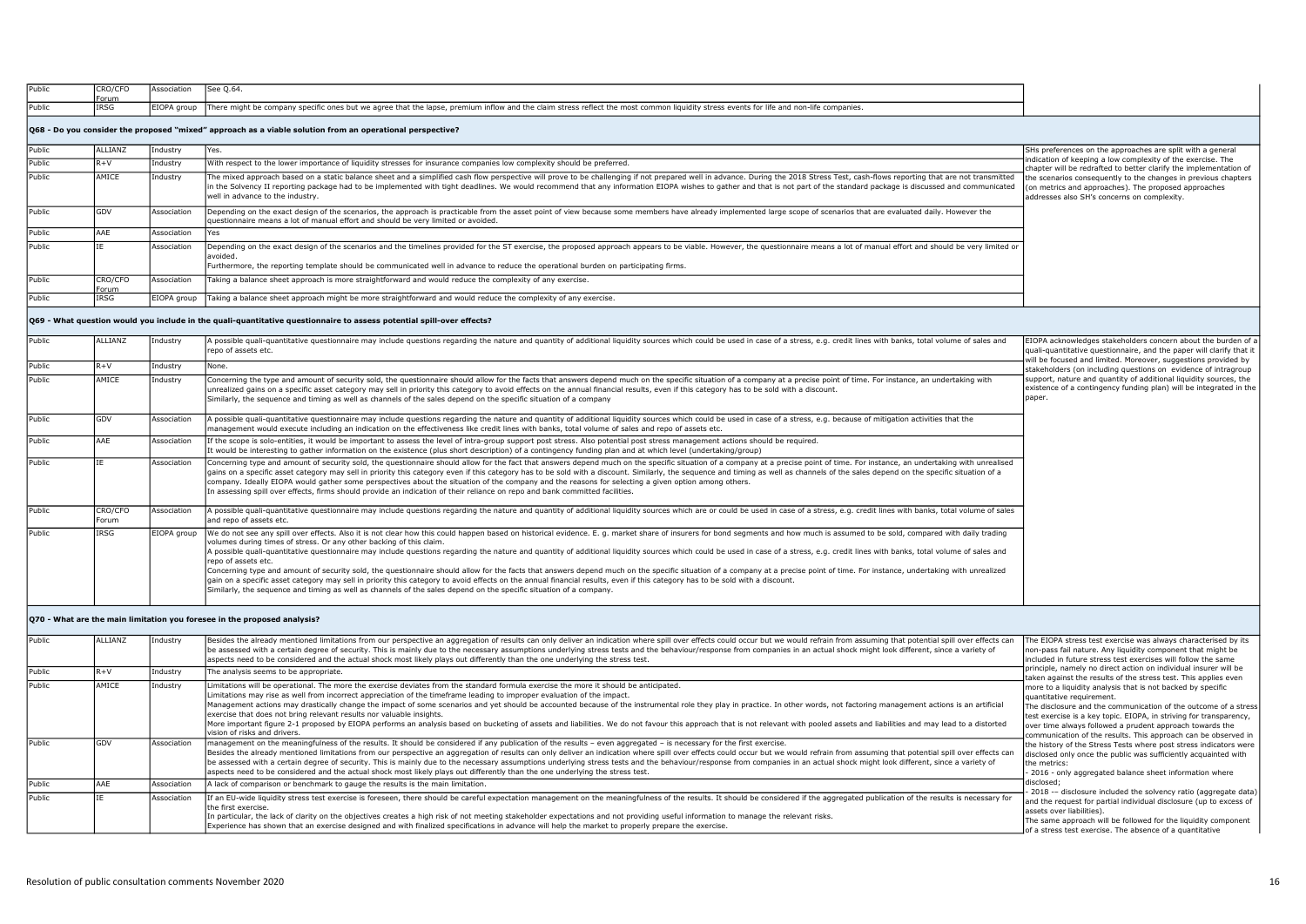| | | | | |
|---|---|---|---|---|
| Public | CRO/CFO Forum | Association | See Q.64. | |
| Public | IRSG | EIOPA group | There might be company specific ones but we agree that the lapse, premium inflow and the claim stress reflect the most common liquidity stress events for life and non-life companies. | |

**Q68 - Do you consider the proposed "mixed" approach as a viable solution from an operational perspective?**

| | | | | |
|---|---|---|---|---|
| Public | ALLIANZ | Industry | Yes. | SHs preferences on the approaches are split with a general indication of keeping a low complexity of the exercise. The chapter will be redrafted to better clarify the implementation of the scenarios consequently to the changes in previous chapters (on metrics and approaches). The proposed approaches addresses also SH's concerns on complexity. |
| Public | R+V | Industry | With respect to the lower importance of liquidity stresses for insurance companies low complexity should be preferred. | |
| Public | AMICE | Industry | The mixed approach based on a static balance sheet and a simplified cash flow perspective will prove to be challenging if not prepared well in advance. During the 2018 Stress Test, cash-flows reporting that are not transmitted in the Solvency II reporting package had to be implemented with tight deadlines. We would recommend that any information EIOPA wishes to gather and that is not part of the standard package is discussed and communicated well in advance to the industry. | |
| Public | GDV | Association | Depending on the exact design of the scenarios, the approach is practicable from the asset point of view because some members have already implemented large scope of scenarios that are evaluated daily. However the questionnaire means a lot of manual effort and should be very limited or avoided. | |
| Public | AAE | Association | Yes | |
| Public | IE | Association | Depending on the exact design of the scenarios and the timelines provided for the ST exercise, the proposed approach appears to be viable. However, the questionnaire means a lot of manual effort and should be very limited or avoided.<br>Furthermore, the reporting template should be communicated well in advance to reduce the operational burden on participating firms. | |
| Public | CRO/CFO Forum | Association | Taking a balance sheet approach is more straightforward and would reduce the complexity of any exercise. | |
| Public | IRSG | EIOPA group | Taking a balance sheet approach might be more straightforward and would reduce the complexity of any exercise. | |

**Q69 - What question would you include in the quali-quantitative questionnaire to assess potential spill-over effects?**

| | | | | |
|---|---|---|---|---|
| Public | ALLIANZ | Industry | A possible quali-quantitative questionnaire may include questions regarding the nature and quantity of additional liquidity sources which could be used in case of a stress, e.g. credit lines with banks, total volume of sales and repo of assets etc. | EIOPA acknowledges stakeholders concern about the burden of a quali-quantitative questionnaire, and the paper will clarify that it will be focused and limited. Moreover, suggestions provided by stakeholders (on including questions on evidence of intragroup support, nature and quantity of additional liquidity sources, the existence of a contingency funding plan) will be integrated in the paper. |
| Public | R+V | Industry | None. | |
| Public | AMICE | Industry | Concerning the type and amount of security sold, the questionnaire should allow for the facts that answers depend much on the specific situation of a company at a precise point of time. For instance, an undertaking with unrealized gains on a specific asset category may sell in priority this category to avoid effects on the annual financial results, even if this category has to be sold with a discount.<br>Similarly, the sequence and timing as well as channels of the sales depend on the specific situation of a company | |
| Public | GDV | Association | A possible quali-quantitative questionnaire may include questions regarding the nature and quantity of additional liquidity sources which could be used in case of a stress, e.g. because of mitigation activities that the management would execute including an indication on the effectiveness like credit lines with banks, total volume of sales and repo of assets etc. | |
| Public | AAE | Association | If the scope is solo-entities, it would be important to assess the level of intra-group support post stress. Also potential post stress management actions should be required.<br>It would be interesting to gather information on the existence (plus short description) of a contingency funding plan and at which level (undertaking/group) | |
| Public | IE | Association | Concerning type and amount of security sold, the questionnaire should allow for the fact that answers depend much on the specific situation of a company at a precise point of time. For instance, an undertaking with unrealised gains on a specific asset category may sell in priority this category even if this category has to be sold with a discount. Similarly, the sequence and timing as well as channels of the sales depend on the specific situation of a company. Ideally EIOPA would gather some perspectives about the situation of the company and the reasons for selecting a given option among others.<br>In assessing spill over effects, firms should provide an indication of their reliance on repo and bank committed facilities. | |
| Public | CRO/CFO Forum | Association | A possible quali-quantitative questionnaire may include questions regarding the nature and quantity of additional liquidity sources which are or could be used in case of a stress, e.g. credit lines with banks, total volume of sales and repo of assets etc. | |
| Public | IRSG | EIOPA group | We do not see any spill over effects. Also it is not clear how this could happen based on historical evidence. E. g. market share of insurers for bond segments and how much is assumed to be sold, compared with daily trading volumes during times of stress. Or any other backing of this claim.<br>A possible quali-quantitative questionnaire may include questions regarding the nature and quantity of additional liquidity sources which could be used in case of a stress, e.g. credit lines with banks, total volume of sales and repo of assets etc.<br>Concerning type and amount of security sold, the questionnaire should allow for the facts that answers depend much on the specific situation of a company at a precise point of time. For instance, undertaking with unrealized gain on a specific asset category may sell in priority this category to avoid effects on the annual financial results, even if this category has to be sold with a discount.<br>Similarly, the sequence and timing as well as channels of the sales depend on the specific situation of a company. | |

**Q70 - What are the main limitation you foresee in the proposed analysis?**

| | | | | |
|---|---|---|---|---|
| Public | ALLIANZ | Industry | Besides the already mentioned limitations from our perspective an aggregation of results can only deliver an indication where spill over effects could occur but we would refrain from assuming that potential spill over effects can be assessed with a certain degree of security. This is mainly due to the necessary assumptions underlying stress tests and the behaviour/response from companies in an actual shock might look different, since a variety of aspects need to be considered and the actual shock most likely plays out differently than the one underlying the stress test. | The EIOPA stress test exercise was always characterised by its non-pass fail nature. Any liquidity component that might be included in future stress test exercises will follow the same principle, namely no direct action on individual insurer will be taken against the results of the stress test. This applies even more to a liquidity analysis that is not backed by specific quantitative requirement.<br>The disclosure and the communication of the outcome of a stress test exercise is a key topic. EIOPA, in striving for transparency, over time always followed a prudent approach towards the communication of the results. This approach can be observed in the history of the Stress Tests where post stress indicators were disclosed only once the public was sufficiently acquainted with the metrics:<br>- 2016 - only aggregated balance sheet information where disclosed;<br>- 2018 -- disclosure included the solvency ratio (aggregate data) and the request for partial individual disclosure (up to excess of assets over liabilities).<br>The same approach will be followed for the liquidity component of a stress test exercise. The absence of a quantitative |
| Public | R+V | Industry | The analysis seems to be appropriate. | |
| Public | AMICE | Industry | Limitations will be operational. The more the exercise deviates from the standard formula exercise the more it should be anticipated.<br>Limitations may rise as well from incorrect appreciation of the timeframe leading to improper evaluation of the impact.<br>Management actions may drastically change the impact of some scenarios and yet should be accounted because of the instrumental role they play in practice. In other words, not factoring management actions is an artificial exercise that does not bring relevant results nor valuable insights.<br>More important figure 2-1 proposed by EIOPA performs an analysis based on bucketing of assets and liabilities. We do not favour this approach that is not relevant with pooled assets and liabilities and may lead to a distorted vision of risks and drivers. | |
| Public | GDV | Association | management on the meaningfulness of the results. It should be considered if any publication of the results – even aggregated – is necessary for the first exercise.<br>Besides the already mentioned limitations from our perspective an aggregation of results can only deliver an indication where spill over effects could occur but we would refrain from assuming that potential spill over effects can be assessed with a certain degree of security. This is mainly due to the necessary assumptions underlying stress tests and the behaviour/response from companies in an actual shock might look different, since a variety of aspects need to be considered and the actual shock most likely plays out differently than the one underlying the stress test. | |
| Public | AAE | Association | A lack of comparison or benchmark to gauge the results is the main limitation. | |
| Public | IE | Association | If an EU-wide liquidity stress test exercise is foreseen, there should be careful expectation management on the meaningfulness of the results. It should be considered if the aggregated publication of the results is necessary for the first exercise.<br>In particular, the lack of clarity on the objectives creates a high risk of not meeting stakeholder expectations and not providing useful information to manage the relevant risks.<br>Experience has shown that an exercise designed and with finalized specifications in advance will help the market to properly prepare the exercise. | |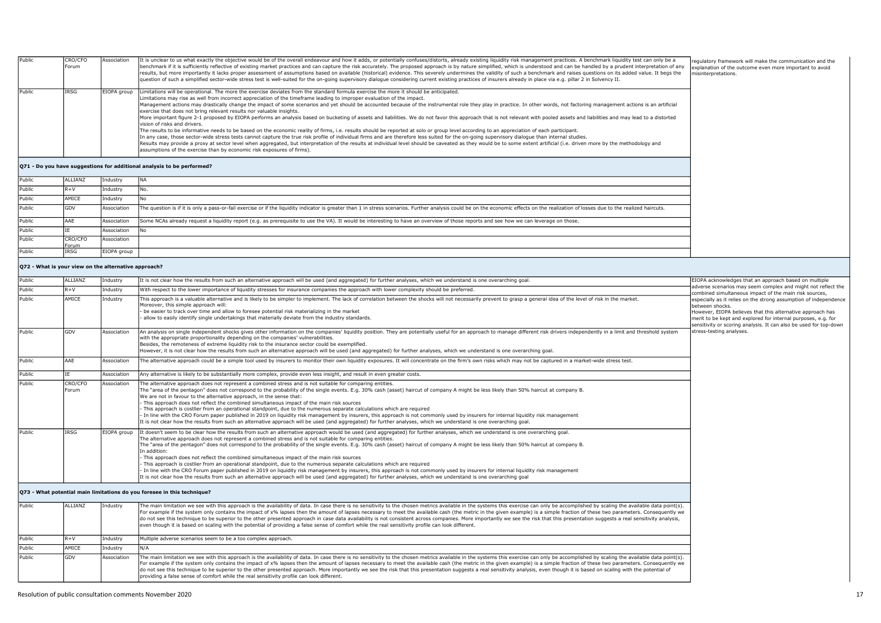| | | | | |
|---|---|---|---|---|
| Public | CRO/CFO Forum | Association | It is unclear to us what exactly the objective would be of the overall endeavour and how it adds, or potentially confuses/distorts, already existing liquidity risk management practices. A benchmark liquidity test can only be a benchmark if it is sufficiently reflective of existing market practices and can capture the risk accurately. The proposed approach is by nature simplified, which is understood and can be handled by a prudent interpretation of any results, but more importantly it lacks proper assessment of assumptions based on available (historical) evidence. This severely undermines the validity of such a benchmark and raises questions on its added value. It begs the question of such a simplified sector-wide stress test is well-suited for the on-going supervisory dialogue considering current existing practices of insurers already in place via e.g. pillar 2 in Solvency II. | regulatory framework will make the communication and the explanation of the outcome even more important to avoid misinterpretations. |
| Public | IRSG | EIOPA group | Limitations will be operational. The more the exercise deviates from the standard formula exercise the more it should be anticipated.<br>Limitations may rise as well from incorrect appreciation of the timeframe leading to improper evaluation of the impact.<br>Management actions may drastically change the impact of some scenarios and yet should be accounted because of the instrumental role they play in practice. In other words, not factoring management actions is an artificial exercise that does not bring relevant results nor valuable insights.<br>More important figure 2-1 proposed by EIOPA performs an analysis based on bucketing of assets and liabilities. We do not favor this approach that is not relevant with pooled assets and liabilities and may lead to a distorted vision of risks and drivers.<br>The results to be informative needs to be based on the economic reality of firms, i.e. results should be reported at solo or group level according to an appreciation of each participant.<br>In any case, those sector-wide stress tests cannot capture the true risk profile of individual firms and are therefore less suited for the on-going supervisory dialogue than internal studies.<br>Results may provide a proxy at sector level when aggregated, but interpretation of the results at individual level should be caveated as they would be to some extent artificial (i.e. driven more by the methodology and assumptions of the exercise than by economic risk exposures of firms). | |

**Q71 - Do you have suggestions for additional analysis to be performed?**

| | | | | |
|---|---|---|---|---|
| Public | ALLIANZ | Industry | NA | |
| Public | R+V | Industry | No. | |
| Public | AMICE | Industry | No | |
| Public | GDV | Association | The question is if it is only a pass-or-fail exercise or if the liquidity indicator is greater than 1 in stress scenarios. Further analysis could be on the economic effects on the realization of losses due to the realized haircuts. | |
| Public | AAE | Association | Some NCAs already request a liquidity report (e.g. as prerequisite to use the VA). It would be interesting to have an overview of those reports and see how we can leverage on those. | |
| Public | IE | Association | No | |
| Public | CRO/CFO Forum | Association | | |
| Public | IRSG | EIOPA group | | |

**Q72 - What is your view on the alternative approach?**

| | | | | |
|---|---|---|---|---|
| Public | ALLIANZ | Industry | It is not clear how the results from such an alternative approach will be used (and aggregated) for further analyses, which we understand is one overarching goal. | EIOPA acknowledges that an approach based on multiple adverse scenarios may seem complex and might not reflect the combined simultaneous impact of the main risk sources, especially as it relies on the strong assumption of independence between shocks.<br>However, EIOPA believes that this alternative approach has merit to be kept and explored for internal purposes, e.g. for sensitivity or scoring analysis. It can also be used for top-down stress-testing analyses. |
| Public | R+V | Industry | With respect to the lower importance of liquidity stresses for insurance companies the approach with lower complexity should be preferred. | |
| Public | AMICE | Industry | This approach is a valuable alternative and is likely to be simpler to implement. The lack of correlation between the shocks will not necessarily prevent to grasp a general idea of the level of risk in the market.<br>Moreover, this simple approach will:<br>- be easier to track over time and allow to foresee potential risk materializing in the market<br>- allow to easily identify single undertakings that materially deviate from the industry standards. | |
| Public | GDV | Association | An analysis on single independent shocks gives other information on the companies' liquidity position. They are potentially useful for an approach to manage different risk drivers independently in a limit and threshold system with the appropriate proportionality depending on the companies' vulnerabilities.<br>Besides, the remoteness of extreme liquidity risk to the insurance sector could be exemplified.<br>However, it is not clear how the results from such an alternative approach will be used (and aggregated) for further analyses, which we understand is one overarching goal. | |
| Public | AAE | Association | The alternative approach could be a simple tool used by insurers to monitor their own liquidity exposures. It will concentrate on the firm's own risks which may not be captured in a market-wide stress test. | |
| Public | IE | Association | Any alternative is likely to be substantially more complex, provide even less insight, and result in even greater costs. | |
| Public | CRO/CFO Forum | Association | The alternative approach does not represent a combined stress and is not suitable for comparing entities.<br>The "area of the pentagon" does not correspond to the probability of the single events. E.g. 30% cash (asset) haircut of company A might be less likely than 50% haircut at company B.<br>We are not in favour to the alternative approach, in the sense that:<br>- This approach does not reflect the combined simultaneous impact of the main risk sources<br>- This approach is costlier from an operational standpoint, due to the numerous separate calculations which are required<br>- In line with the CRO Forum paper published in 2019 on liquidity risk management by insurers, this approach is not commonly used by insurers for internal liquidity risk management<br>It is not clear how the results from such an alternative approach will be used (and aggregated) for further analyses, which we understand is one overarching goal. | |
| Public | IRSG | EIOPA group | It doesn't seem to be clear how the results from such an alternative approach would be used (and aggregated) for further analyses, which we understand is one overarching goal.<br>The alternative approach does not represent a combined stress and is not suitable for comparing entities.<br>The "area of the pentagon" does not correspond to the probability of the single events. E.g. 30% cash (asset) haircut of company A might be less likely than 50% haircut at company B.<br>In addition:<br>- This approach does not reflect the combined simultaneous impact of the main risk sources<br>- This approach is costlier from an operational standpoint, due to the numerous separate calculations which are required<br>- In line with the CRO Forum paper published in 2019 on liquidity risk management by insurers, this approach is not commonly used by insurers for internal liquidity risk management<br>It is not clear how the results from such an alternative approach will be used (and aggregated) for further analyses, which we understand is one overarching goal | |

**Q73 - What potential main limitations do you foresee in this technique?**

| | | | | |
|---|---|---|---|---|
| Public | ALLIANZ | Industry | The main limitation we see with this approach is the availability of data. In case there is no sensitivity to the chosen metrics available in the systems this exercise can only be accomplished by scaling the available data point(s). For example if the system only contains the impact of x% lapses then the amount of lapses necessary to meet the available cash (the metric in the given example) is a simple fraction of these two parameters. Consequently we do not see this technique to be superior to the other presented approach in case data availability is not consistent across companies. More importantly we see the risk that this presentation suggests a real sensitivity analysis, even though it is based on scaling with the potential of providing a false sense of comfort while the real sensitivity profile can look different. | |
| Public | R+V | Industry | Multiple adverse scenarios seem to be a too complex approach. | |
| Public | AMICE | Industry | N/A | |
| Public | GDV | Association | The main limitation we see with this approach is the availability of data. In case there is no sensitivity to the chosen metrics available in the systems this exercise can only be accomplished by scaling the available data point(s). For example if the system only contains the impact of x% lapses then the amount of lapses necessary to meet the available cash (the metric in the given example) is a simple fraction of these two parameters. Consequently we do not see this technique to be superior to the other presented approach. More importantly we see the risk that this presentation suggests a real sensitivity analysis, even though it is based on scaling with the potential of providing a false sense of comfort while the real sensitivity profile can look different. | |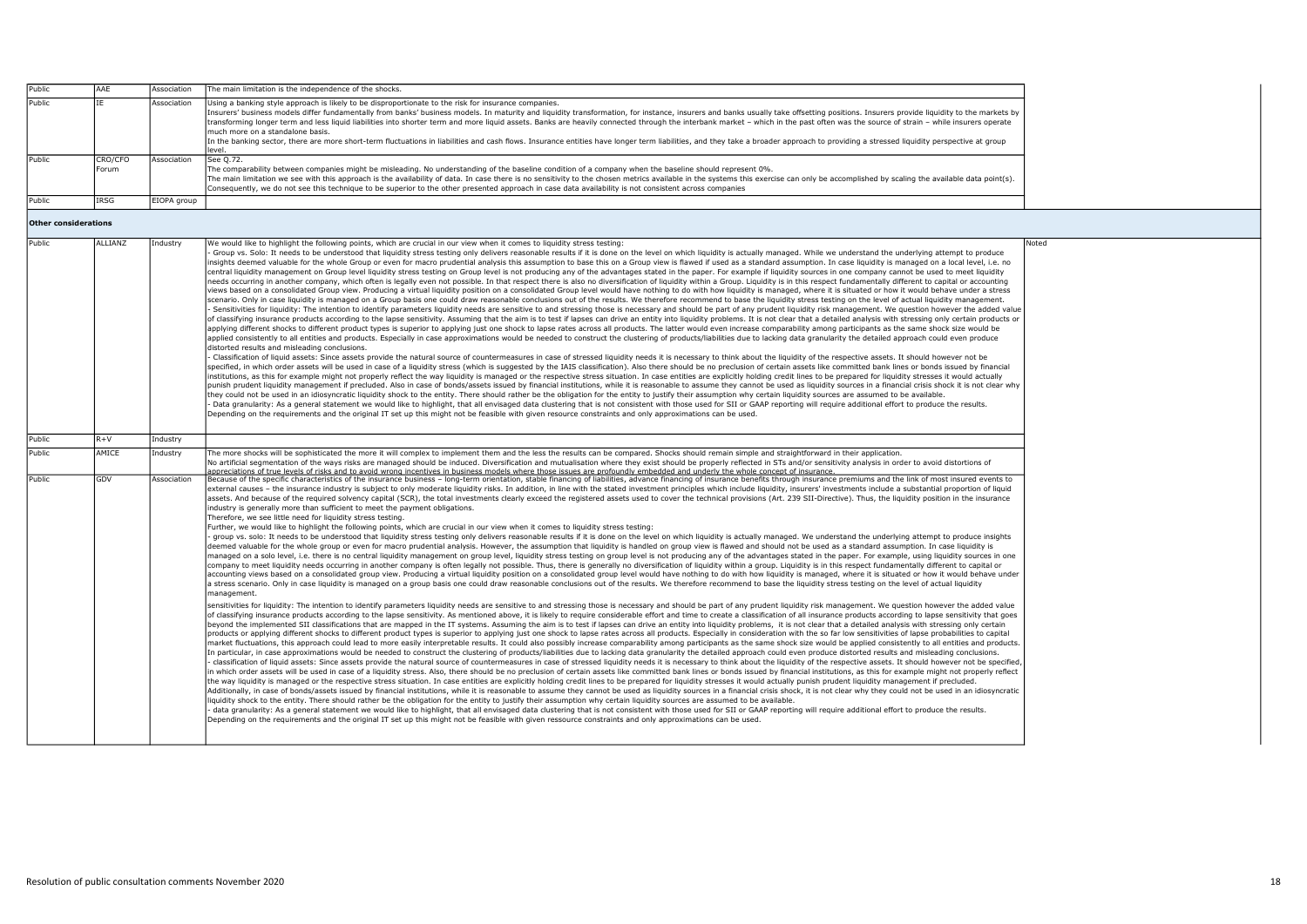| | | | | |
|---|---|---|---|---|
| Public | AAE | Association | The main limitation is the independence of the shocks. | |
| Public | IE | Association | Using a banking style approach is likely to be disproportionate to the risk for insurance companies.<br>Insurers' business models differ fundamentally from banks' business models. In maturity and liquidity transformation, for instance, insurers and banks usually take offsetting positions. Insurers provide liquidity to the markets by transforming longer term and less liquid liabilities into shorter term and more liquid assets. Banks are heavily connected through the interbank market – which in the past often was the source of strain – while insurers operate much more on a standalone basis.<br>In the banking sector, there are more short-term fluctuations in liabilities and cash flows. Insurance entities have longer term liabilities, and they take a broader approach to providing a stressed liquidity perspective at group level. | |
| Public | CRO/CFO Forum | Association | See Q.72.<br>The comparability between companies might be misleading. No understanding of the baseline condition of a company when the baseline should represent 0%.<br>The main limitation we see with this approach is the availability of data. In case there is no sensitivity to the chosen metrics available in the systems this exercise can only be accomplished by scaling the available data point(s).<br>Consequently, we do not see this technique to be superior to the other presented approach in case data availability is not consistent across companies | |
| Public | IRSG | EIOPA group | | |

**Other considerations**

| | | | | |
|---|---|---|---|---|
| Public | ALLIANZ | Industry | We would like to highlight the following points, which are crucial in our view when it comes to liquidity stress testing:<br>- Group vs. Solo: It needs to be understood that liquidity stress testing only delivers reasonable results if it is done on the level on which liquidity is actually managed. While we understand the underlying attempt to produce insights deemed valuable for the whole Group or even for macro prudential analysis this assumption to base this on a Group view is flawed if used as a standard assumption. In case liquidity is managed on a local level, i.e. no central liquidity management on Group level liquidity stress testing on Group level is not producing any of the advantages stated in the paper. For example if liquidity sources in one company cannot be used to meet liquidity needs occurring in another company, which often is legally even not possible. In that respect there is also no diversification of liquidity within a Group. Liquidity is in this respect fundamentally different to capital or accounting views based on a consolidated Group view. Producing a virtual liquidity position on a consolidated Group level would have nothing to do with how liquidity is managed, where it is situated or how it would behave under a stress scenario. Only in case liquidity is managed on a Group basis one could draw reasonable conclusions out of the results. We therefore recommend to base the liquidity stress testing on the level of actual liquidity management.<br>- Sensitivities for liquidity: The intention to identify parameters liquidity needs are sensitive to and stressing those is necessary and should be part of any prudent liquidity risk management. We question however the added value of classifying insurance products according to the lapse sensitivity. Assuming that the aim is to test if lapses can drive an entity into liquidity problems. It is not clear that a detailed analysis with stressing only certain products or applying different shocks to different product types is superior to applying just one shock to lapse rates across all products. The latter would even increase comparability among participants as the same shock size would be applied consistently to all entities and products. Especially in case approximations would be needed to construct the clustering of products/liabilities due to lacking data granularity the detailed approach could even produce distorted results and misleading conclusions.<br>- Classification of liquid assets: Since assets provide the natural source of countermeasures in case of stressed liquidity needs it is necessary to think about the liquidity of the respective assets. It should however not be specified, in which order assets will be used in case of a liquidity stress (which is suggested by the IAIS classification). Also there should be no preclusion of certain assets like committed bank lines or bonds issued by financial institutions, as this for example might not properly reflect the way liquidity is managed or the respective stress situation. In case entities are explicitly holding credit lines to be prepared for liquidity stresses it would actually punish prudent liquidity management if precluded. Also in case of bonds/assets issued by financial institutions, while it is reasonable to assume they cannot be used as liquidity sources in a financial crisis shock it is not clear why they could not be used in an idiosyncratic liquidity shock to the entity. There should rather be the obligation for the entity to justify their assumption why certain liquidity sources are assumed to be available.<br>- Data granularity: As a general statement we would like to highlight, that all envisaged data clustering that is not consistent with those used for SII or GAAP reporting will require additional effort to produce the results. Depending on the requirements and the original IT set up this might not be feasible with given resource constraints and only approximations can be used. | Noted |
| Public | R+V | Industry | | |
| Public | AMICE | Industry | The more shocks will be sophisticated the more it will complex to implement them and the less the results can be compared. Shocks should remain simple and straightforward in their application.<br>No artificial segmentation of the ways risks are managed should be induced. Diversification and mutualisation where they exist should be properly reflected in STs and/or sensitivity analysis in order to avoid distortions of appreciations of true levels of risks and to avoid wrong incentives in business models where those issues are profoundly embedded and underly the whole concept of insurance. | |
| Public | GDV | Association | Because of the specific characteristics of the insurance business – long-term orientation, stable financing of liabilities, advance financing of insurance benefits through insurance premiums and the link of most insured events to external causes – the insurance industry is subject to only moderate liquidity risks. In addition, in line with the stated investment principles which include liquidity, insurers' investments include a substantial proportion of liquid assets. And because of the required solvency capital (SCR), the total investments clearly exceed the registered assets used to cover the technical provisions (Art. 239 SII-Directive). Thus, the liquidity position in the insurance industry is generally more than sufficient to meet the payment obligations.<br>Therefore, we see little need for liquidity stress testing.<br>Further, we would like to highlight the following points, which are crucial in our view when it comes to liquidity stress testing:<br>- group vs. solo: It needs to be understood that liquidity stress testing only delivers reasonable results if it is done on the level on which liquidity is actually managed. We understand the underlying attempt to produce insights deemed valuable for the whole group or even for macro prudential analysis. However, the assumption that liquidity is handled on group view is flawed and should not be used as a standard assumption. In case liquidity is managed on a solo level, i.e. there is no central liquidity management on group level, liquidity stress testing on group level is not producing any of the advantages stated in the paper. For example, using liquidity sources in one company to meet liquidity needs occurring in another company is often legally not possible. Thus, there is generally no diversification of liquidity within a group. Liquidity is in this respect fundamentally different to capital or accounting views based on a consolidated group view. Producing a virtual liquidity position on a consolidated group level would have nothing to do with how liquidity is managed, where it is situated or how it would behave under a stress scenario. Only in case liquidity is managed on a group basis one could draw reasonable conclusions out of the results. We therefore recommend to base the liquidity stress testing on the level of actual liquidity management.<br>sensitivities for liquidity: The intention to identify parameters liquidity needs are sensitive to and stressing those is necessary and should be part of any prudent liquidity risk management. We question however the added value of classifying insurance products according to the lapse sensitivity. As mentioned above, it is likely to require considerable effort and time to create a classification of all insurance products according to lapse sensitivity that goes beyond the implemented SII classifications that are mapped in the IT systems. Assuming the aim is to test if lapses can drive an entity into liquidity problems, it is not clear that a detailed analysis with stressing only certain products or applying different shocks to different product types is superior to applying just one shock to lapse rates across all products. Especially in consideration with the so far low sensitivities of lapse probabilities to capital market fluctuations, this approach could lead to more easily interpretable results. It could also possibly increase comparability among participants as the same shock size would be applied consistently to all entities and products. In particular, in case approximations would be needed to construct the clustering of products/liabilities due to lacking data granularity the detailed approach could even produce distorted results and misleading conclusions.<br>- classification of liquid assets: Since assets provide the natural source of countermeasures in case of stressed liquidity needs it is necessary to think about the liquidity of the respective assets. It should however not be specified, in which order assets will be used in case of a liquidity stress. Also, there should be no preclusion of certain assets like committed bank lines or bonds issued by financial institutions, as this for example might not properly reflect the way liquidity is managed or the respective stress situation. In case entities are explicitly holding credit lines to be prepared for liquidity stresses it would actually punish prudent liquidity management if precluded.<br>Additionally, in case of bonds/assets issued by financial institutions, while it is reasonable to assume they cannot be used as liquidity sources in a financial crisis shock, it is not clear why they could not be used in an idiosyncratic liquidity shock to the entity. There should rather be the obligation for the entity to justify their assumption why certain liquidity sources are assumed to be available.<br>- data granularity: As a general statement we would like to highlight, that all envisaged data clustering that is not consistent with those used for SII or GAAP reporting will require additional effort to produce the results. Depending on the requirements and the original IT set up this might not be feasible with given ressource constraints and only approximations can be used. | |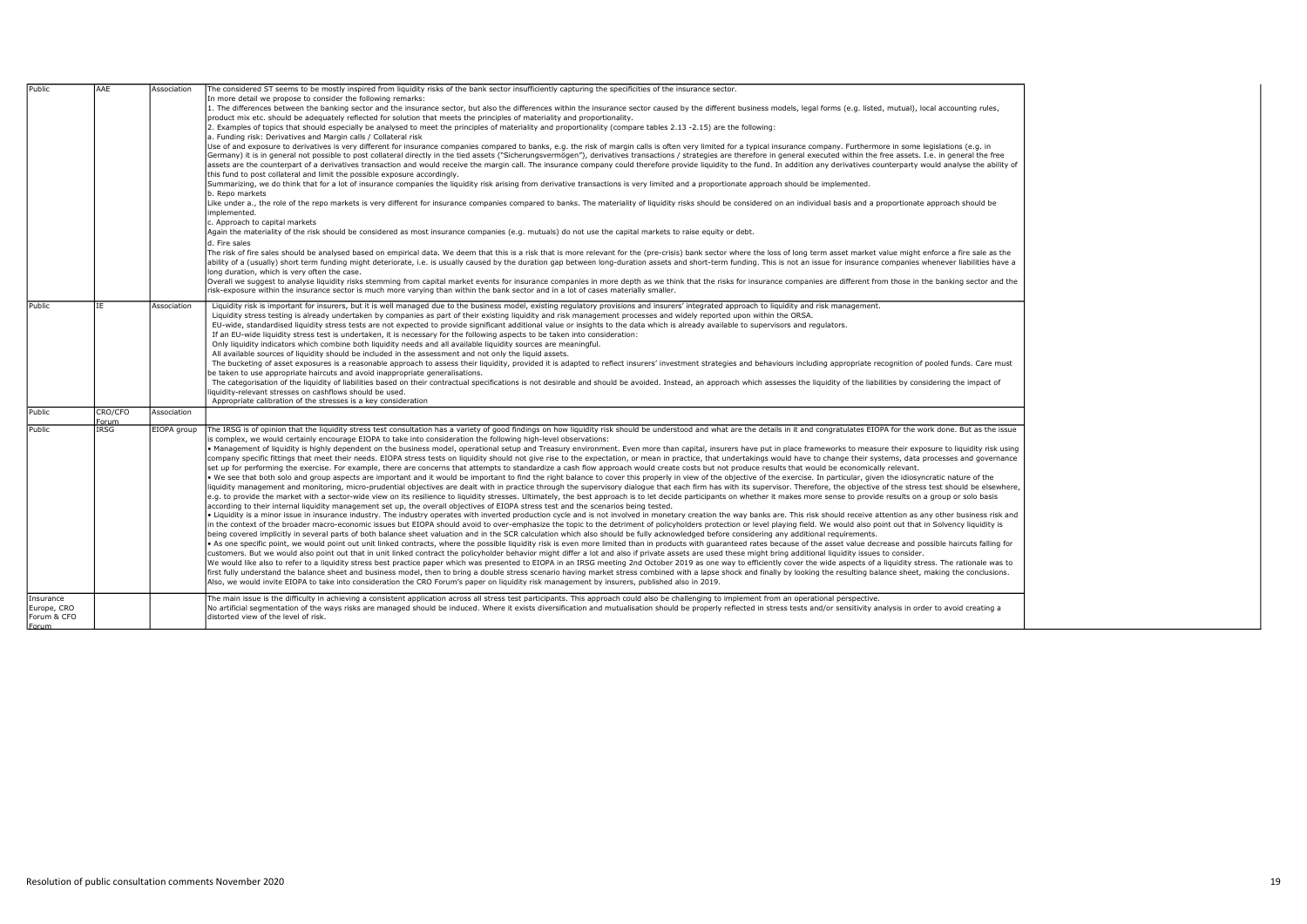| | | | |
|---|---|---|---|
| Public | AAE | Association | The considered ST seems to be mostly inspired from liquidity risks of the bank sector insufficiently capturing the specificities of the insurance sector.<br>In more detail we propose to consider the following remarks:<br>1. The differences between the banking sector and the insurance sector, but also the differences within the insurance sector caused by the different business models, legal forms (e.g. listed, mutual), local accounting rules, product mix etc. should be adequately reflected for solution that meets the principles of materiality and proportionality.<br>2. Examples of topics that should especially be analysed to meet the principles of materiality and proportionality (compare tables 2.13 -2.15) are the following:<br>a. Funding risk: Derivatives and Margin calls / Collateral risk<br>Use of and exposure to derivatives is very different for insurance companies compared to banks, e.g. the risk of margin calls is often very limited for a typical insurance company. Furthermore in some legislations (e.g. in Germany) it is in general not possible to post collateral directly in the tied assets ("Sicherungsvermögen"), derivatives transactions / strategies are therefore in general executed within the free assets. I.e. in general the free assets are the counterpart of a derivatives transaction and would receive the margin call. The insurance company could therefore provide liquidity to the fund. In addition any derivatives counterparty would analyse the ability of this fund to post collateral and limit the possible exposure accordingly.<br>Summarizing, we do think that for a lot of insurance companies the liquidity risk arising from derivative transactions is very limited and a proportionate approach should be implemented.<br>b. Repo markets<br>Like under a., the role of the repo markets is very different for insurance companies compared to banks. The materiality of liquidity risks should be considered on an individual basis and a proportionate approach should be implemented.<br>c. Approach to capital markets<br>Again the materiality of the risk should be considered as most insurance companies (e.g. mutuals) do not use the capital markets to raise equity or debt.<br>d. Fire sales<br>The risk of fire sales should be analysed based on empirical data. We deem that this is a risk that is more relevant for the (pre-crisis) bank sector where the loss of long term asset market value might enforce a fire sale as the ability of a (usually) short term funding might deteriorate, i.e. is usually caused by the duration gap between long-duration assets and short-term funding. This is not an issue for insurance companies whenever liabilities have a long duration, which is very often the case.<br>Overall we suggest to analyse liquidity risks stemming from capital market events for insurance companies in more depth as we think that the risks for insurance companies are different from those in the banking sector and the risk-exposure within the insurance sector is much more varying than within the bank sector and in a lot of cases materially smaller. |
| Public | IE | Association | Liquidity risk is important for insurers, but it is well managed due to the business model, existing regulatory provisions and insurers' integrated approach to liquidity and risk management.<br>Liquidity stress testing is already undertaken by companies as part of their existing liquidity and risk management processes and widely reported upon within the ORSA.<br>EU-wide, standardised liquidity stress tests are not expected to provide significant additional value or insights to the data which is already available to supervisors and regulators.<br>If an EU-wide liquidity stress test is undertaken, it is necessary for the following aspects to be taken into consideration:<br>Only liquidity indicators which combine both liquidity needs and all available liquidity sources are meaningful.<br>All available sources of liquidity should be included in the assessment and not only the liquid assets.<br>The bucketing of asset exposures is a reasonable approach to assess their liquidity, provided it is adapted to reflect insurers' investment strategies and behaviours including appropriate recognition of pooled funds. Care must be taken to use appropriate haircuts and avoid inappropriate generalisations.<br>The categorisation of the liquidity of liabilities based on their contractual specifications is not desirable and should be avoided. Instead, an approach which assesses the liquidity of the liabilities by considering the impact of liquidity-relevant stresses on cashflows should be used.<br>Appropriate calibration of the stresses is a key consideration |
| Public | CRO/CFO Forum | Association | |
| Public | IRSG | EIOPA group | The IRSG is of opinion that the liquidity stress test consultation has a variety of good findings on how liquidity risk should be understood and what are the details in it and congratulates EIOPA for the work done. But as the issue is complex, we would certainly encourage EIOPA to take into consideration the following high-level observations:<br>• Management of liquidity is highly dependent on the business model, operational setup and Treasury environment. Even more than capital, insurers have put in place frameworks to measure their exposure to liquidity risk using company specific fittings that meet their needs. EIOPA stress tests on liquidity should not give rise to the expectation, or mean in practice, that undertakings would have to change their systems, data processes and governance set up for performing the exercise. For example, there are concerns that attempts to standardize a cash flow approach would create costs but not produce results that would be economically relevant.<br>• We see that both solo and group aspects are important and it would be important to find the right balance to cover this properly in view of the objective of the exercise. In particular, given the idiosyncratic nature of the liquidity management and monitoring, micro-prudential objectives are dealt with in practice through the supervisory dialogue that each firm has with its supervisor. Therefore, the objective of the stress test should be elsewhere, e.g. to provide the market with a sector-wide view on its resilience to liquidity stresses. Ultimately, the best approach is to let decide participants on whether it makes more sense to provide results on a group or solo basis according to their internal liquidity management set up, the overall objectives of EIOPA stress test and the scenarios being tested.<br>• Liquidity is a minor issue in insurance industry. The industry operates with inverted production cycle and is not involved in monetary creation the way banks are. This risk should receive attention as any other business risk and in the context of the broader macro-economic issues but EIOPA should avoid to over-emphasize the topic to the detriment of policyholders protection or level playing field. We would also point out that in Solvency liquidity is being covered implicitly in several parts of both balance sheet valuation and in the SCR calculation which also should be fully acknowledged before considering any additional requirements.<br>• As one specific point, we would point out unit linked contracts, where the possible liquidity risk is even more limited than in products with guaranteed rates because of the asset value decrease and possible haircuts falling for customers. But we would also point out that in unit linked contract the policyholder behavior might differ a lot and also if private assets are used these might bring additional liquidity issues to consider.<br>We would like also to refer to a liquidity stress best practice paper which was presented to EIOPA in an IRSG meeting 2nd October 2019 as one way to efficiently cover the wide aspects of a liquidity stress. The rationale was to first fully understand the balance sheet and business model, then to bring a double stress scenario having market stress combined with a lapse shock and finally by looking the resulting balance sheet, making the conclusions.<br>Also, we would invite EIOPA to take into consideration the CRO Forum's paper on liquidity risk management by insurers, published also in 2019. |
| Insurance Europe, CRO Forum & CFO Forum | | | The main issue is the difficulty in achieving a consistent application across all stress test participants. This approach could also be challenging to implement from an operational perspective.<br>No artificial segmentation of the ways risks are managed should be induced. Where it exists diversification and mutualisation should be properly reflected in stress tests and/or sensitivity analysis in order to avoid creating a distorted view of the level of risk. |